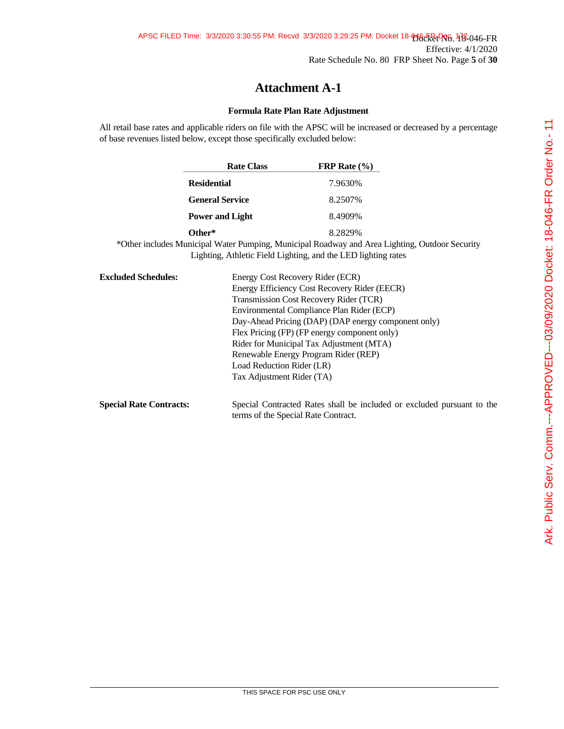# Attachment A-1

### Formula Rate Plan Rate Adjustment

All retail base rates and applicable riders on file with the APSC will be increased or decreased by a percentage of base revenues listed below, except those specifically excluded below:

| Rate Class | FRP Rate (%) |
|---|---|
| **Residential** | 7.9630% |
| **General Service** | 8.2507% |
| **Power and Light** | 8.4909% |
| **Other*** | 8.2829% |

*Other includes Municipal Water Pumping, Municipal Roadway and Area Lighting, Outdoor Security Lighting, Athletic Field Lighting, and the LED lighting rates

**Excluded Schedules:**

- Energy Cost Recovery Rider (ECR)
- Energy Efficiency Cost Recovery Rider (EECR)
- Transmission Cost Recovery Rider (TCR)
- Environmental Compliance Plan Rider (ECP)
- Day-Ahead Pricing (DAP) (DAP energy component only)
- Flex Pricing (FP) (FP energy component only)
- Rider for Municipal Tax Adjustment (MTA)
- Renewable Energy Program Rider (REP)
- Load Reduction Rider (LR)
- Tax Adjustment Rider (TA)

**Special Rate Contracts:** Special Contracted Rates shall be included or excluded pursuant to the terms of the Special Rate Contract.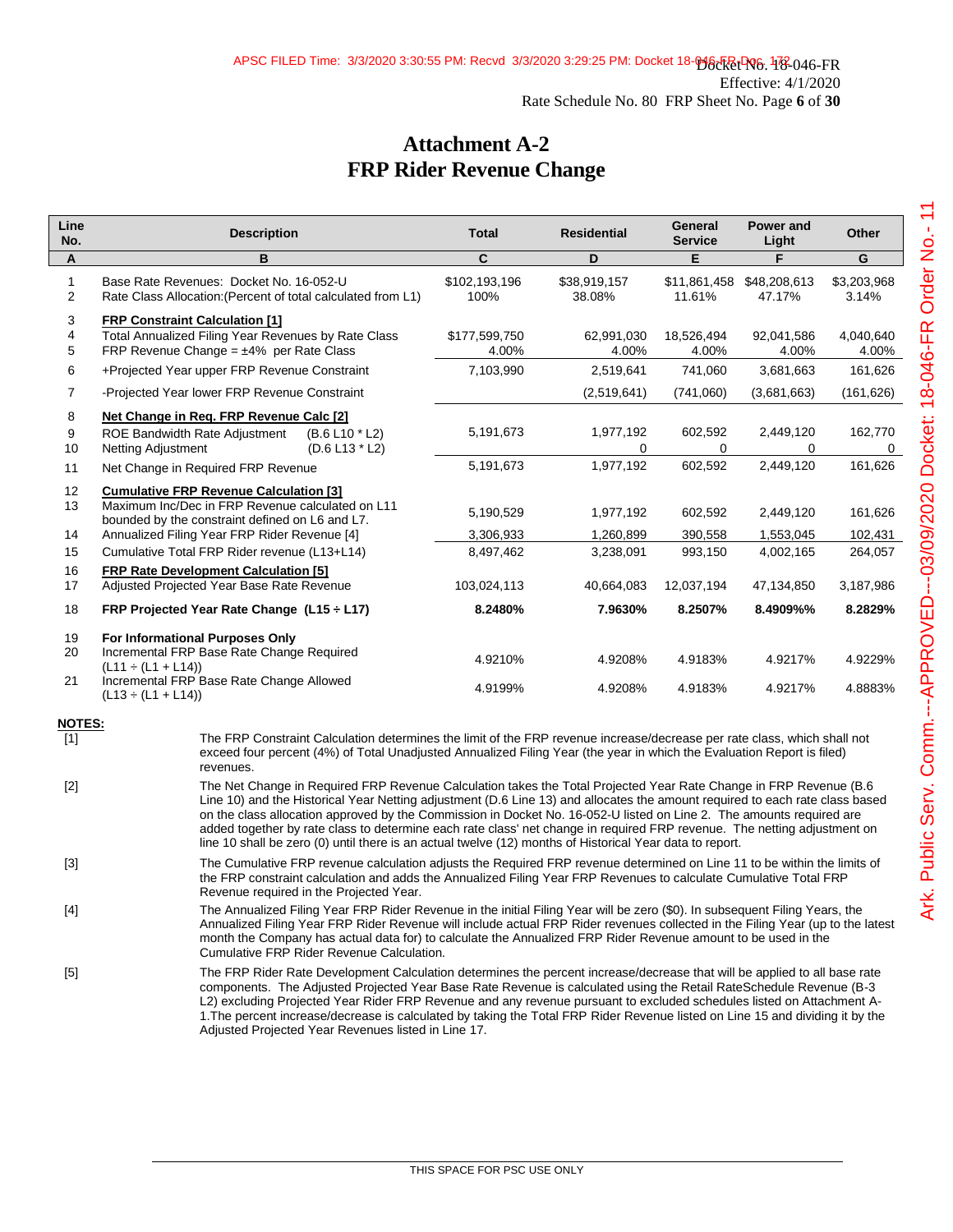# Attachment A-2
# FRP Rider Revenue Change

| Line No. | Description | | Total | Residential | General Service | Power and Light | Other |
|---|---|---|---|---|---|---|---|
| A | B | | C | D | E | F | G |
| 1 | Base Rate Revenues: Docket No. 16-052-U | | $102,193,196 | $38,919,157 | $11,861,458 | $48,208,613 | $3,203,968 |
| 2 | Rate Class Allocation:(Percent of total calculated from L1) | | 100% | 38.08% | 11.61% | 47.17% | 3.14% |
| 3 | **FRP Constraint Calculation [1]** | | | | | | |
| 4 | Total Annualized Filing Year Revenues by Rate Class | | $177,599,750 | 62,991,030 | 18,526,494 | 92,041,586 | 4,040,640 |
| 5 | FRP Revenue Change = ±4% per Rate Class | | 4.00% | 4.00% | 4.00% | 4.00% | 4.00% |
| 6 | +Projected Year upper FRP Revenue Constraint | | 7,103,990 | 2,519,641 | 741,060 | 3,681,663 | 161,626 |
| 7 | -Projected Year lower FRP Revenue Constraint | | | (2,519,641) | (741,060) | (3,681,663) | (161,626) |
| 8 | **Net Change in Req. FRP Revenue Calc [2]** | | | | | | |
| 9 | ROE Bandwidth Rate Adjustment | (B.6 L10 * L2) | 5,191,673 | 1,977,192 | 602,592 | 2,449,120 | 162,770 |
| 10 | Netting Adjustment | (D.6 L13 * L2) | | 0 | 0 | 0 | 0 |
| 11 | Net Change in Required FRP Revenue | | 5,191,673 | 1,977,192 | 602,592 | 2,449,120 | 161,626 |
| 12 | **Cumulative FRP Revenue Calculation [3]** | | | | | | |
| 13 | Maximum Inc/Dec in FRP Revenue calculated on L11 bounded by the constraint defined on L6 and L7. | | 5,190,529 | 1,977,192 | 602,592 | 2,449,120 | 161,626 |
| 14 | Annualized Filing Year FRP Rider Revenue [4] | | 3,306,933 | 1,260,899 | 390,558 | 1,553,045 | 102,431 |
| 15 | Cumulative Total FRP Rider revenue (L13+L14) | | 8,497,462 | 3,238,091 | 993,150 | 4,002,165 | 264,057 |
| 16 | **FRP Rate Development Calculation [5]** | | | | | | |
| 17 | Adjusted Projected Year Base Rate Revenue | | 103,024,113 | 40,664,083 | 12,037,194 | 47,134,850 | 3,187,986 |
| 18 | **FRP Projected Year Rate Change (L15 ÷ L17)** | | **8.2480%** | **7.9630%** | **8.2507%** | **8.4909%%** | **8.2829%** |
| 19 | **For Informational Purposes Only** | | | | | | |
| 20 | Incremental FRP Base Rate Change Required (L11 ÷ (L1 + L14)) | | 4.9210% | 4.9208% | 4.9183% | 4.9217% | 4.9229% |
| 21 | Incremental FRP Base Rate Change Allowed (L13 ÷ (L1 + L14)) | | 4.9199% | 4.9208% | 4.9183% | 4.9217% | 4.8883% |

**NOTES:**

[1] The FRP Constraint Calculation determines the limit of the FRP revenue increase/decrease per rate class, which shall not exceed four percent (4%) of Total Unadjusted Annualized Filing Year (the year in which the Evaluation Report is filed) revenues.

[2] The Net Change in Required FRP Revenue Calculation takes the Total Projected Year Rate Change in FRP Revenue (B.6 Line 10) and the Historical Year Netting adjustment (D.6 Line 13) and allocates the amount required to each rate class based on the class allocation approved by the Commission in Docket No. 16-052-U listed on Line 2. The amounts required are added together by rate class to determine each rate class' net change in required FRP revenue. The netting adjustment on line 10 shall be zero (0) until there is an actual twelve (12) months of Historical Year data to report.

[3] The Cumulative FRP revenue calculation adjusts the Required FRP revenue determined on Line 11 to be within the limits of the FRP constraint calculation and adds the Annualized Filing Year FRP Revenues to calculate Cumulative Total FRP Revenue required in the Projected Year.

[4] The Annualized Filing Year FRP Rider Revenue in the initial Filing Year will be zero ($0). In subsequent Filing Years, the Annualized Filing Year FRP Rider Revenue will include actual FRP Rider revenues collected in the Filing Year (up to the latest month the Company has actual data for) to calculate the Annualized FRP Rider Revenue amount to be used in the Cumulative FRP Rider Revenue Calculation.

[5] The FRP Rider Rate Development Calculation determines the percent increase/decrease that will be applied to all base rate components. The Adjusted Projected Year Base Rate Revenue is calculated using the Retail RateSchedule Revenue (B-3 L2) excluding Projected Year Rider FRP Revenue and any revenue pursuant to excluded schedules listed on Attachment A-1.The percent increase/decrease is calculated by taking the Total FRP Rider Revenue listed on Line 15 and dividing it by the Adjusted Projected Year Revenues listed in Line 17.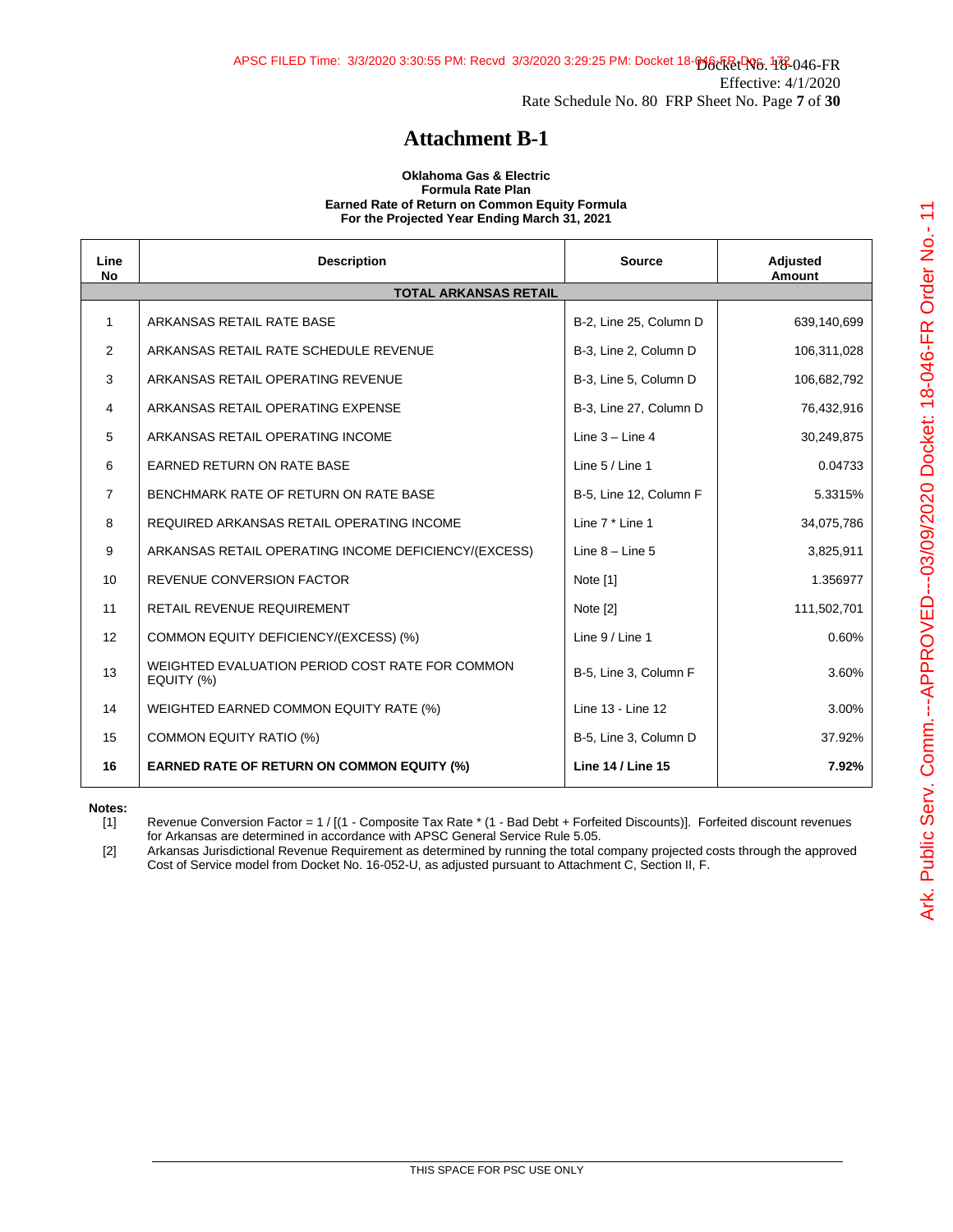# Attachment B-1

**Oklahoma Gas & Electric**
**Formula Rate Plan**
**Earned Rate of Return on Common Equity Formula**
**For the Projected Year Ending March 31, 2021**

| Line No | Description | Source | Adjusted Amount |
|---|---|---|---|
| | **TOTAL ARKANSAS RETAIL** | | |
| 1 | ARKANSAS RETAIL RATE BASE | B-2, Line 25, Column D | 639,140,699 |
| 2 | ARKANSAS RETAIL RATE SCHEDULE REVENUE | B-3, Line 2, Column D | 106,311,028 |
| 3 | ARKANSAS RETAIL OPERATING REVENUE | B-3, Line 5, Column D | 106,682,792 |
| 4 | ARKANSAS RETAIL OPERATING EXPENSE | B-3, Line 27, Column D | 76,432,916 |
| 5 | ARKANSAS RETAIL OPERATING INCOME | Line 3 – Line 4 | 30,249,875 |
| 6 | EARNED RETURN ON RATE BASE | Line 5 / Line 1 | 0.04733 |
| 7 | BENCHMARK RATE OF RETURN ON RATE BASE | B-5, Line 12, Column F | 5.3315% |
| 8 | REQUIRED ARKANSAS RETAIL OPERATING INCOME | Line 7 * Line 1 | 34,075,786 |
| 9 | ARKANSAS RETAIL OPERATING INCOME DEFICIENCY/(EXCESS) | Line 8 – Line 5 | 3,825,911 |
| 10 | REVENUE CONVERSION FACTOR | Note [1] | 1.356977 |
| 11 | RETAIL REVENUE REQUIREMENT | Note [2] | 111,502,701 |
| 12 | COMMON EQUITY DEFICIENCY/(EXCESS) (%) | Line 9 / Line 1 | 0.60% |
| 13 | WEIGHTED EVALUATION PERIOD COST RATE FOR COMMON EQUITY (%) | B-5, Line 3, Column F | 3.60% |
| 14 | WEIGHTED EARNED COMMON EQUITY RATE (%) | Line 13 - Line 12 | 3.00% |
| 15 | COMMON EQUITY RATIO (%) | B-5, Line 3, Column D | 37.92% |
| **16** | **EARNED RATE OF RETURN ON COMMON EQUITY (%)** | **Line 14 / Line 15** | **7.92%** |

**Notes:**

[1] Revenue Conversion Factor = 1 / [(1 - Composite Tax Rate * (1 - Bad Debt + Forfeited Discounts)]. Forfeited discount revenues for Arkansas are determined in accordance with APSC General Service Rule 5.05.

[2] Arkansas Jurisdictional Revenue Requirement as determined by running the total company projected costs through the approved Cost of Service model from Docket No. 16-052-U, as adjusted pursuant to Attachment C, Section II, F.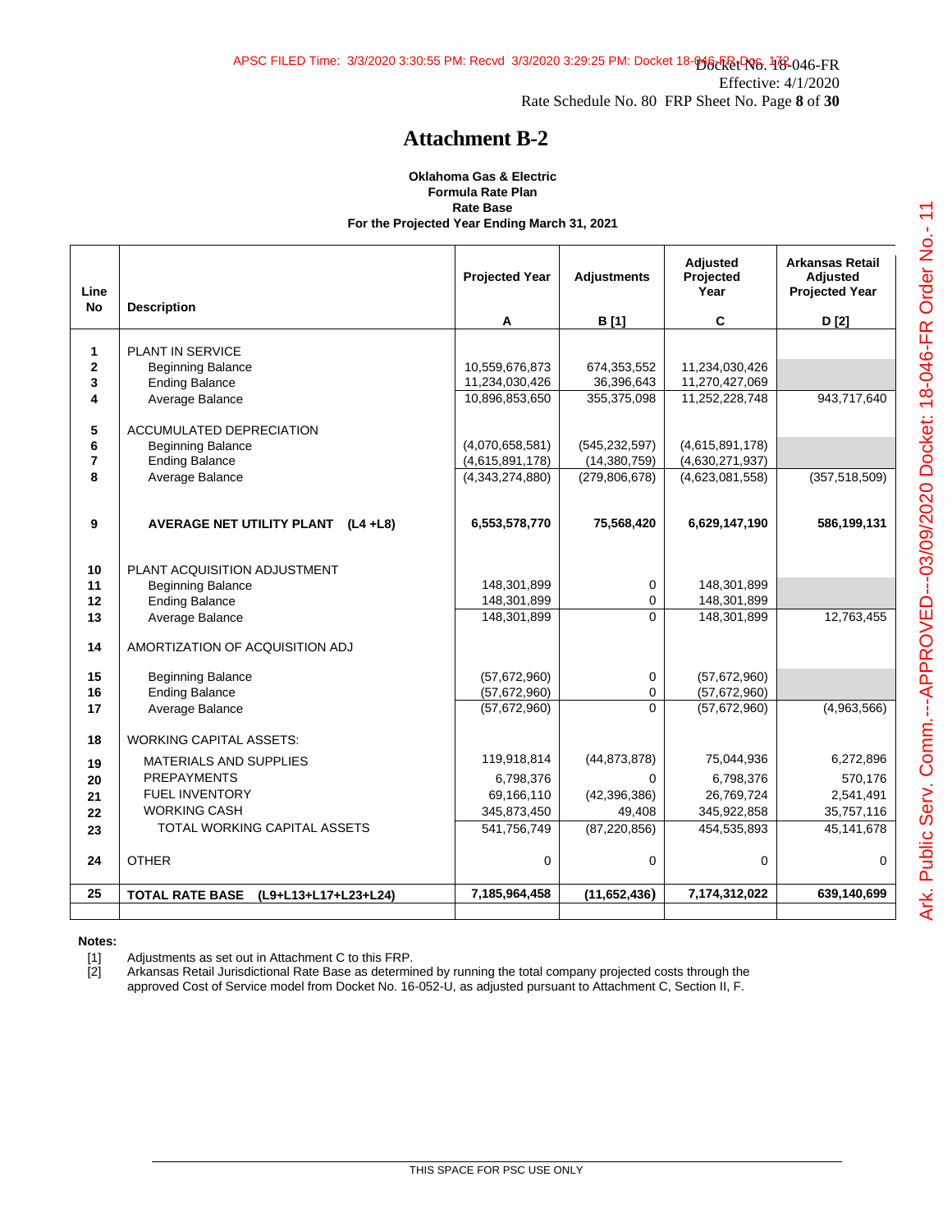Docket No. 18-046-FR
Effective: 4/1/2020
Rate Schedule No. 80 FRP Sheet No. Page **8** of **30**

# Attachment B-2

**Oklahoma Gas & Electric**
**Formula Rate Plan**
**Rate Base**
**For the Projected Year Ending March 31, 2021**

| Line No | Description | Projected Year<br>A | Adjustments<br>B [1] | Adjusted Projected Year<br>C | Arkansas Retail Adjusted Projected Year<br>D [2] |
|---|---|---|---|---|---|
| 1 | PLANT IN SERVICE | | | | |
| 2 | Beginning Balance | 10,559,676,873 | 674,353,552 | 11,234,030,426 | |
| 3 | Ending Balance | 11,234,030,426 | 36,396,643 | 11,270,427,069 | |
| 4 | Average Balance | 10,896,853,650 | 355,375,098 | 11,252,228,748 | 943,717,640 |
| 5 | ACCUMULATED DEPRECIATION | | | | |
| 6 | Beginning Balance | (4,070,658,581) | (545,232,597) | (4,615,891,178) | |
| 7 | Ending Balance | (4,615,891,178) | (14,380,759) | (4,630,271,937) | |
| 8 | Average Balance | (4,343,274,880) | (279,806,678) | (4,623,081,558) | (357,518,509) |
| **9** | **AVERAGE NET UTILITY PLANT (L4 +L8)** | **6,553,578,770** | **75,568,420** | **6,629,147,190** | **586,199,131** |
| 10 | PLANT ACQUISITION ADJUSTMENT | | | | |
| 11 | Beginning Balance | 148,301,899 | 0 | 148,301,899 | |
| 12 | Ending Balance | 148,301,899 | 0 | 148,301,899 | |
| 13 | Average Balance | 148,301,899 | 0 | 148,301,899 | 12,763,455 |
| 14 | AMORTIZATION OF ACQUISITION ADJ | | | | |
| 15 | Beginning Balance | (57,672,960) | 0 | (57,672,960) | |
| 16 | Ending Balance | (57,672,960) | 0 | (57,672,960) | |
| 17 | Average Balance | (57,672,960) | 0 | (57,672,960) | (4,963,566) |
| 18 | WORKING CAPITAL ASSETS: | | | | |
| 19 | MATERIALS AND SUPPLIES | 119,918,814 | (44,873,878) | 75,044,936 | 6,272,896 |
| 20 | PREPAYMENTS | 6,798,376 | 0 | 6,798,376 | 570,176 |
| 21 | FUEL INVENTORY | 69,166,110 | (42,396,386) | 26,769,724 | 2,541,491 |
| 22 | WORKING CASH | 345,873,450 | 49,408 | 345,922,858 | 35,757,116 |
| 23 | TOTAL WORKING CAPITAL ASSETS | 541,756,749 | (87,220,856) | 454,535,893 | 45,141,678 |
| 24 | OTHER | 0 | 0 | 0 | 0 |
| **25** | **TOTAL RATE BASE (L9+L13+L17+L23+L24)** | **7,185,964,458** | **(11,652,436)** | **7,174,312,022** | **639,140,699** |

**Notes:**

[1] Adjustments as set out in Attachment C to this FRP.
[2] Arkansas Retail Jurisdictional Rate Base as determined by running the total company projected costs through the approved Cost of Service model from Docket No. 16-052-U, as adjusted pursuant to Attachment C, Section II, F.

THIS SPACE FOR PSC USE ONLY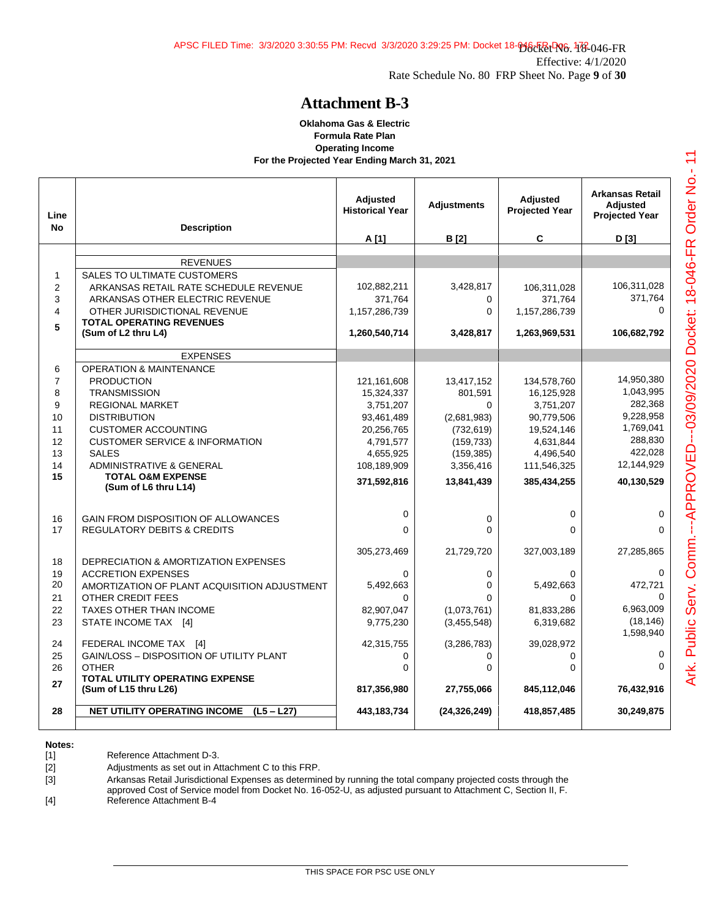Docket No. 18-046-FR
Effective: 4/1/2020
Rate Schedule No. 80 FRP Sheet No. Page **9** of **30**

# Attachment B-3

**Oklahoma Gas & Electric**
**Formula Rate Plan**
**Operating Income**
**For the Projected Year Ending March 31, 2021**

| Line No | Description | Adjusted Historical Year A [1] | Adjustments B [2] | Adjusted Projected Year C | Arkansas Retail Adjusted Projected Year D [3] |
|---|---|---|---|---|---|
| | REVENUES | | | | |
| 1 | SALES TO ULTIMATE CUSTOMERS | | | | |
| 2 | ARKANSAS RETAIL RATE SCHEDULE REVENUE | 102,882,211 | 3,428,817 | 106,311,028 | 106,311,028 |
| 3 | ARKANSAS OTHER ELECTRIC REVENUE | 371,764 | 0 | 371,764 | 371,764 |
| 4 | OTHER JURISDICTIONAL REVENUE | 1,157,286,739 | 0 | 1,157,286,739 | 0 |
| **5** | **TOTAL OPERATING REVENUES (Sum of L2 thru L4)** | **1,260,540,714** | **3,428,817** | **1,263,969,531** | **106,682,792** |
| | EXPENSES | | | | |
| 6 | OPERATION & MAINTENANCE | | | | |
| 7 | PRODUCTION | 121,161,608 | 13,417,152 | 134,578,760 | 14,950,380 |
| 8 | TRANSMISSION | 15,324,337 | 801,591 | 16,125,928 | 1,043,995 |
| 9 | REGIONAL MARKET | 3,751,207 | 0 | 3,751,207 | 282,368 |
| 10 | DISTRIBUTION | 93,461,489 | (2,681,983) | 90,779,506 | 9,228,958 |
| 11 | CUSTOMER ACCOUNTING | 20,256,765 | (732,619) | 19,524,146 | 1,769,041 |
| 12 | CUSTOMER SERVICE & INFORMATION | 4,791,577 | (159,733) | 4,631,844 | 288,830 |
| 13 | SALES | 4,655,925 | (159,385) | 4,496,540 | 422,028 |
| 14 | ADMINISTRATIVE & GENERAL | 108,189,909 | 3,356,416 | 111,546,325 | 12,144,929 |
| **15** | **TOTAL O&M EXPENSE (Sum of L6 thru L14)** | **371,592,816** | **13,841,439** | **385,434,255** | **40,130,529** |
| 16 | GAIN FROM DISPOSITION OF ALLOWANCES | 0 | 0 | 0 | 0 |
| 17 | REGULATORY DEBITS & CREDITS | 0 | 0 | 0 | 0 |
| 18 | DEPRECIATION & AMORTIZATION EXPENSES | 305,273,469 | 21,729,720 | 327,003,189 | 27,285,865 |
| 19 | ACCRETION EXPENSES | 0 | 0 | 0 | 0 |
| 20 | AMORTIZATION OF PLANT ACQUISITION ADJUSTMENT | 5,492,663 | 0 | 5,492,663 | 472,721 |
| 21 | OTHER CREDIT FEES | 0 | 0 | 0 | 0 |
| 22 | TAXES OTHER THAN INCOME | 82,907,047 | (1,073,761) | 81,833,286 | 6,963,009 |
| 23 | STATE INCOME TAX [4] | 9,775,230 | (3,455,548) | 6,319,682 | (18,146) |
| 24 | FEDERAL INCOME TAX [4] | 42,315,755 | (3,286,783) | 39,028,972 | 1,598,940 |
| 25 | GAIN/LOSS – DISPOSITION OF UTILITY PLANT | 0 | 0 | 0 | 0 |
| 26 | OTHER | 0 | 0 | 0 | 0 |
| **27** | **TOTAL UTILITY OPERATING EXPENSE (Sum of L15 thru L26)** | **817,356,980** | **27,755,066** | **845,112,046** | **76,432,916** |
| **28** | **NET UTILITY OPERATING INCOME (L5 – L27)** | **443,183,734** | **(24,326,249)** | **418,857,485** | **30,249,875** |

**Notes:**

[1] Reference Attachment D-3.
[2] Adjustments as set out in Attachment C to this FRP.
[3] Arkansas Retail Jurisdictional Expenses as determined by running the total company projected costs through the approved Cost of Service model from Docket No. 16-052-U, as adjusted pursuant to Attachment C, Section II, F.
[4] Reference Attachment B-4

THIS SPACE FOR PSC USE ONLY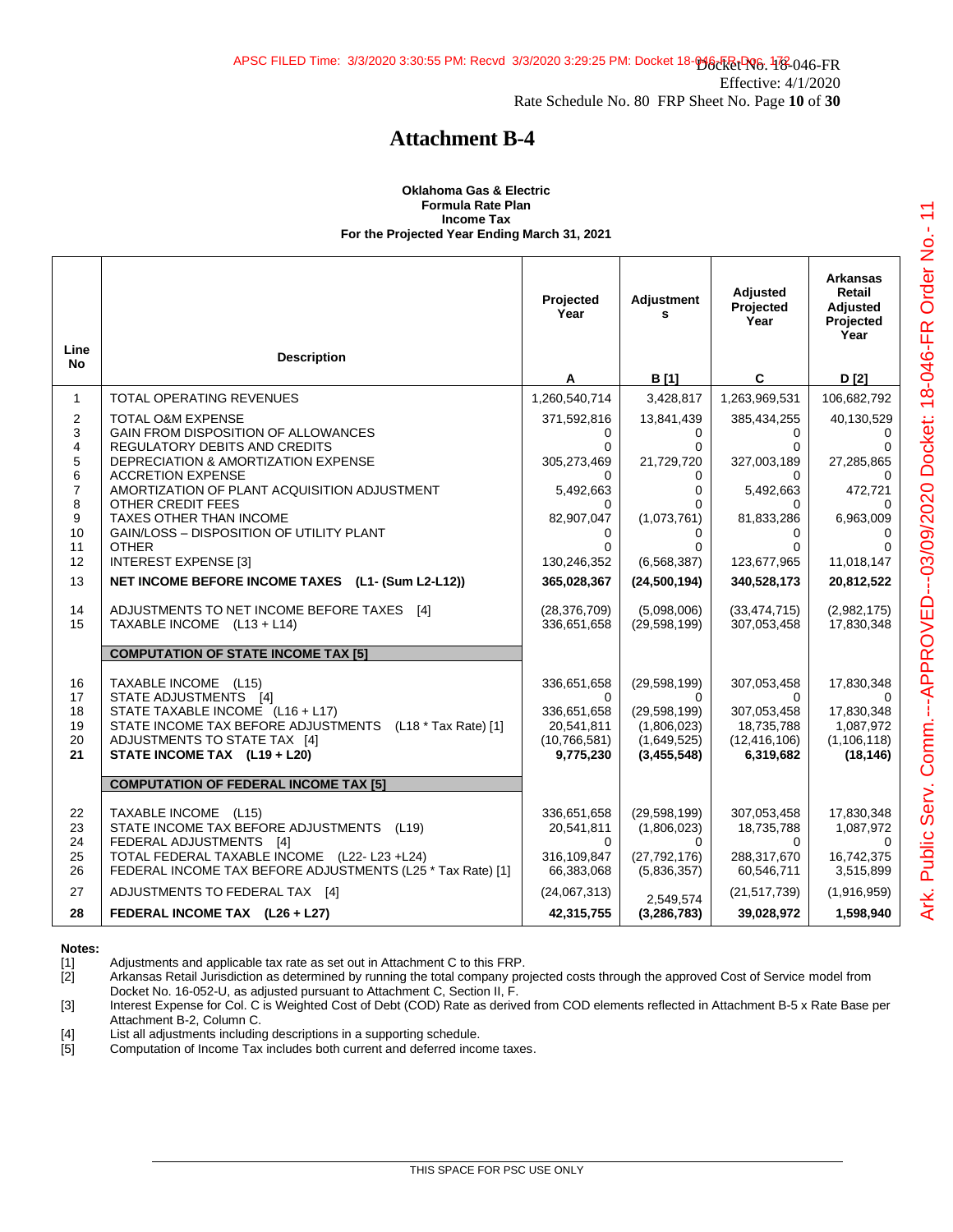# Attachment B-4

**Oklahoma Gas & Electric**
**Formula Rate Plan**
**Income Tax**
**For the Projected Year Ending March 31, 2021**

| Line No | Description | Projected Year A | Adjustments B [1] | Adjusted Projected Year C | Arkansas Retail Adjusted Projected Year D [2] |
|---|---|---|---|---|---|
| 1 | TOTAL OPERATING REVENUES | 1,260,540,714 | 3,428,817 | 1,263,969,531 | 106,682,792 |
| 2 | TOTAL O&M EXPENSE | 371,592,816 | 13,841,439 | 385,434,255 | 40,130,529 |
| 3 | GAIN FROM DISPOSITION OF ALLOWANCES | 0 | 0 | 0 | 0 |
| 4 | REGULATORY DEBITS AND CREDITS | 0 | 0 | 0 | 0 |
| 5 | DEPRECIATION & AMORTIZATION EXPENSE | 305,273,469 | 21,729,720 | 327,003,189 | 27,285,865 |
| 6 | ACCRETION EXPENSE | 0 | 0 | 0 | 0 |
| 7 | AMORTIZATION OF PLANT ACQUISITION ADJUSTMENT | 5,492,663 | 0 | 5,492,663 | 472,721 |
| 8 | OTHER CREDIT FEES | 0 | 0 | 0 | 0 |
| 9 | TAXES OTHER THAN INCOME | 82,907,047 | (1,073,761) | 81,833,286 | 6,963,009 |
| 10 | GAIN/LOSS – DISPOSITION OF UTILITY PLANT | 0 | 0 | 0 | 0 |
| 11 | OTHER | 0 | 0 | 0 | 0 |
| 12 | INTEREST EXPENSE [3] | 130,246,352 | (6,568,387) | 123,677,965 | 11,018,147 |
| 13 | **NET INCOME BEFORE INCOME TAXES (L1- (Sum L2-L12))** | **365,028,367** | **(24,500,194)** | **340,528,173** | **20,812,522** |
| 14 | ADJUSTMENTS TO NET INCOME BEFORE TAXES [4] | (28,376,709) | (5,098,006) | (33,474,715) | (2,982,175) |
| 15 | TAXABLE INCOME (L13 + L14) | 336,651,658 | (29,598,199) | 307,053,458 | 17,830,348 |
| | **COMPUTATION OF STATE INCOME TAX [5]** | | | | |
| 16 | TAXABLE INCOME (L15) | 336,651,658 | (29,598,199) | 307,053,458 | 17,830,348 |
| 17 | STATE ADJUSTMENTS [4] | 0 | 0 | 0 | 0 |
| 18 | STATE TAXABLE INCOME (L16 + L17) | 336,651,658 | (29,598,199) | 307,053,458 | 17,830,348 |
| 19 | STATE INCOME TAX BEFORE ADJUSTMENTS (L18 * Tax Rate) [1] | 20,541,811 | (1,806,023) | 18,735,788 | 1,087,972 |
| 20 | ADJUSTMENTS TO STATE TAX [4] | (10,766,581) | (1,649,525) | (12,416,106) | (1,106,118) |
| **21** | **STATE INCOME TAX (L19 + L20)** | **9,775,230** | **(3,455,548)** | **6,319,682** | **(18,146)** |
| | **COMPUTATION OF FEDERAL INCOME TAX [5]** | | | | |
| 22 | TAXABLE INCOME (L15) | 336,651,658 | (29,598,199) | 307,053,458 | 17,830,348 |
| 23 | STATE INCOME TAX BEFORE ADJUSTMENTS (L19) | 20,541,811 | (1,806,023) | 18,735,788 | 1,087,972 |
| 24 | FEDERAL ADJUSTMENTS [4] | 0 | 0 | 0 | 0 |
| 25 | TOTAL FEDERAL TAXABLE INCOME (L22- L23 +L24) | 316,109,847 | (27,792,176) | 288,317,670 | 16,742,375 |
| 26 | FEDERAL INCOME TAX BEFORE ADJUSTMENTS (L25 * Tax Rate) [1] | 66,383,068 | (5,836,357) | 60,546,711 | 3,515,899 |
| 27 | ADJUSTMENTS TO FEDERAL TAX [4] | (24,067,313) | 2,549,574 | (21,517,739) | (1,916,959) |
| 28 | **FEDERAL INCOME TAX (L26 + L27)** | **42,315,755** | **(3,286,783)** | **39,028,972** | **1,598,940** |

**Notes:**

[1] Adjustments and applicable tax rate as set out in Attachment C to this FRP.

[2] Arkansas Retail Jurisdiction as determined by running the total company projected costs through the approved Cost of Service model from Docket No. 16-052-U, as adjusted pursuant to Attachment C, Section II, F.

[3] Interest Expense for Col. C is Weighted Cost of Debt (COD) Rate as derived from COD elements reflected in Attachment B-5 x Rate Base per Attachment B-2, Column C.

[4] List all adjustments including descriptions in a supporting schedule.

[5] Computation of Income Tax includes both current and deferred income taxes.

THIS SPACE FOR PSC USE ONLY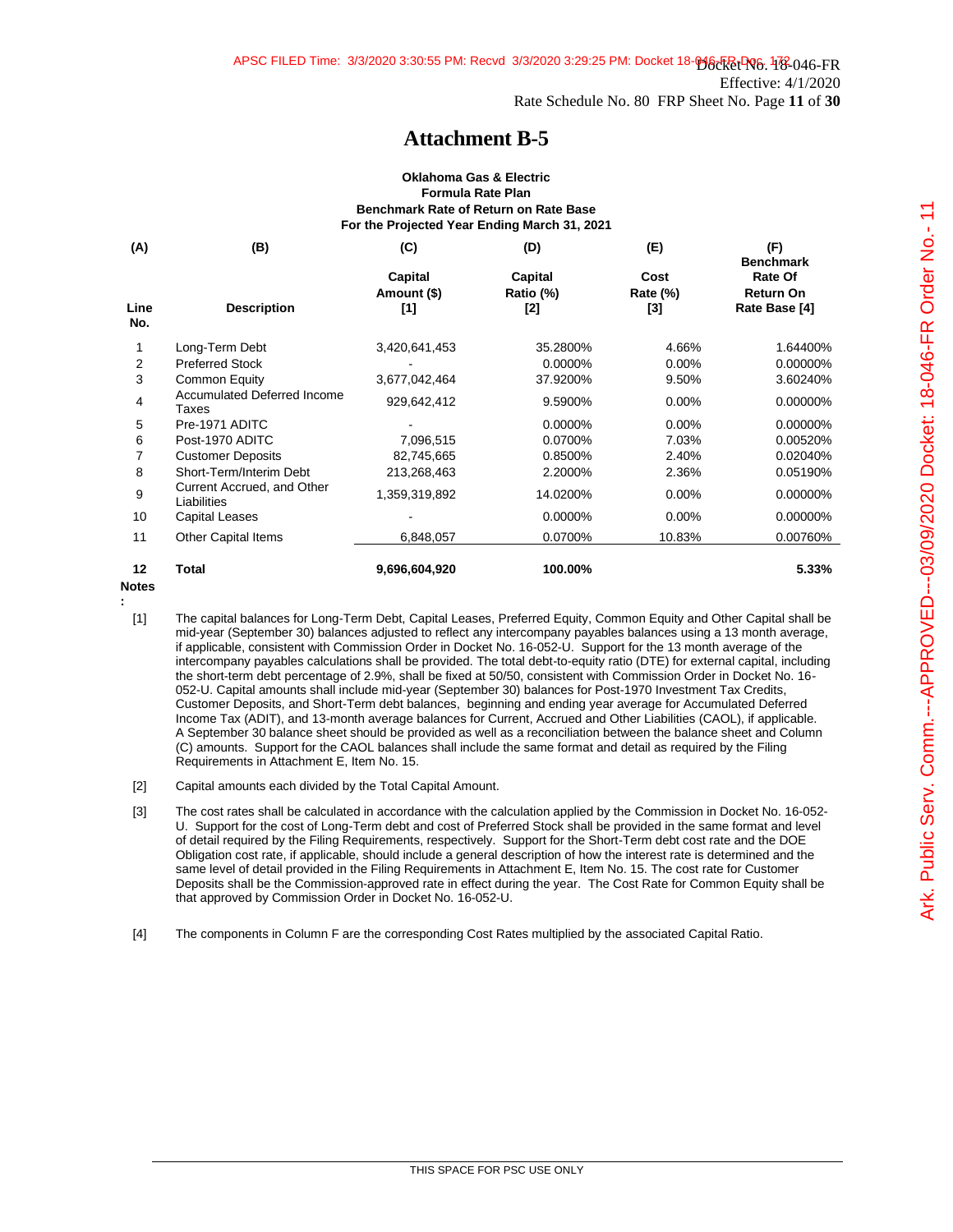# Attachment B-5

**Oklahoma Gas & Electric**
**Formula Rate Plan**
**Benchmark Rate of Return on Rate Base**
**For the Projected Year Ending March 31, 2021**

| (A) | (B) | (C) | (D) | (E) | (F) |
|---|---|---|---|---|---|
| Line No. | Description | Capital Amount ($) [1] | Capital Ratio (%) [2] | Cost Rate (%) [3] | Benchmark Rate Of Return On Rate Base [4] |
| 1 | Long-Term Debt | 3,420,641,453 | 35.2800% | 4.66% | 1.64400% |
| 2 | Preferred Stock | - | 0.0000% | 0.00% | 0.00000% |
| 3 | Common Equity | 3,677,042,464 | 37.9200% | 9.50% | 3.60240% |
| 4 | Accumulated Deferred Income Taxes | 929,642,412 | 9.5900% | 0.00% | 0.00000% |
| 5 | Pre-1971 ADITC | - | 0.0000% | 0.00% | 0.00000% |
| 6 | Post-1970 ADITC | 7,096,515 | 0.0700% | 7.03% | 0.00520% |
| 7 | Customer Deposits | 82,745,665 | 0.8500% | 2.40% | 0.02040% |
| 8 | Short-Term/Interim Debt | 213,268,463 | 2.2000% | 2.36% | 0.05190% |
| 9 | Current Accrued, and Other Liabilities | 1,359,319,892 | 14.0200% | 0.00% | 0.00000% |
| 10 | Capital Leases | - | 0.0000% | 0.00% | 0.00000% |
| 11 | Other Capital Items | 6,848,057 | 0.0700% | 10.83% | 0.00760% |
| **12** | **Total** | **9,696,604,920** | **100.00%** | | **5.33%** |

**Notes:**

[1] The capital balances for Long-Term Debt, Capital Leases, Preferred Equity, Common Equity and Other Capital shall be mid-year (September 30) balances adjusted to reflect any intercompany payables balances using a 13 month average, if applicable, consistent with Commission Order in Docket No. 16-052-U. Support for the 13 month average of the intercompany payables calculations shall be provided. The total debt-to-equity ratio (DTE) for external capital, including the short-term debt percentage of 2.9%, shall be fixed at 50/50, consistent with Commission Order in Docket No. 16-052-U. Capital amounts shall include mid-year (September 30) balances for Post-1970 Investment Tax Credits, Customer Deposits, and Short-Term debt balances, beginning and ending year average for Accumulated Deferred Income Tax (ADIT), and 13-month average balances for Current, Accrued and Other Liabilities (CAOL), if applicable. A September 30 balance sheet should be provided as well as a reconciliation between the balance sheet and Column (C) amounts. Support for the CAOL balances shall include the same format and detail as required by the Filing Requirements in Attachment E, Item No. 15.

[2] Capital amounts each divided by the Total Capital Amount.

[3] The cost rates shall be calculated in accordance with the calculation applied by the Commission in Docket No. 16-052-U. Support for the cost of Long-Term debt and cost of Preferred Stock shall be provided in the same format and level of detail required by the Filing Requirements, respectively. Support for the Short-Term debt cost rate and the DOE Obligation cost rate, if applicable, should include a general description of how the interest rate is determined and the same level of detail provided in the Filing Requirements in Attachment E, Item No. 15. The cost rate for Customer Deposits shall be the Commission-approved rate in effect during the year. The Cost Rate for Common Equity shall be that approved by Commission Order in Docket No. 16-052-U.

[4] The components in Column F are the corresponding Cost Rates multiplied by the associated Capital Ratio.

THIS SPACE FOR PSC USE ONLY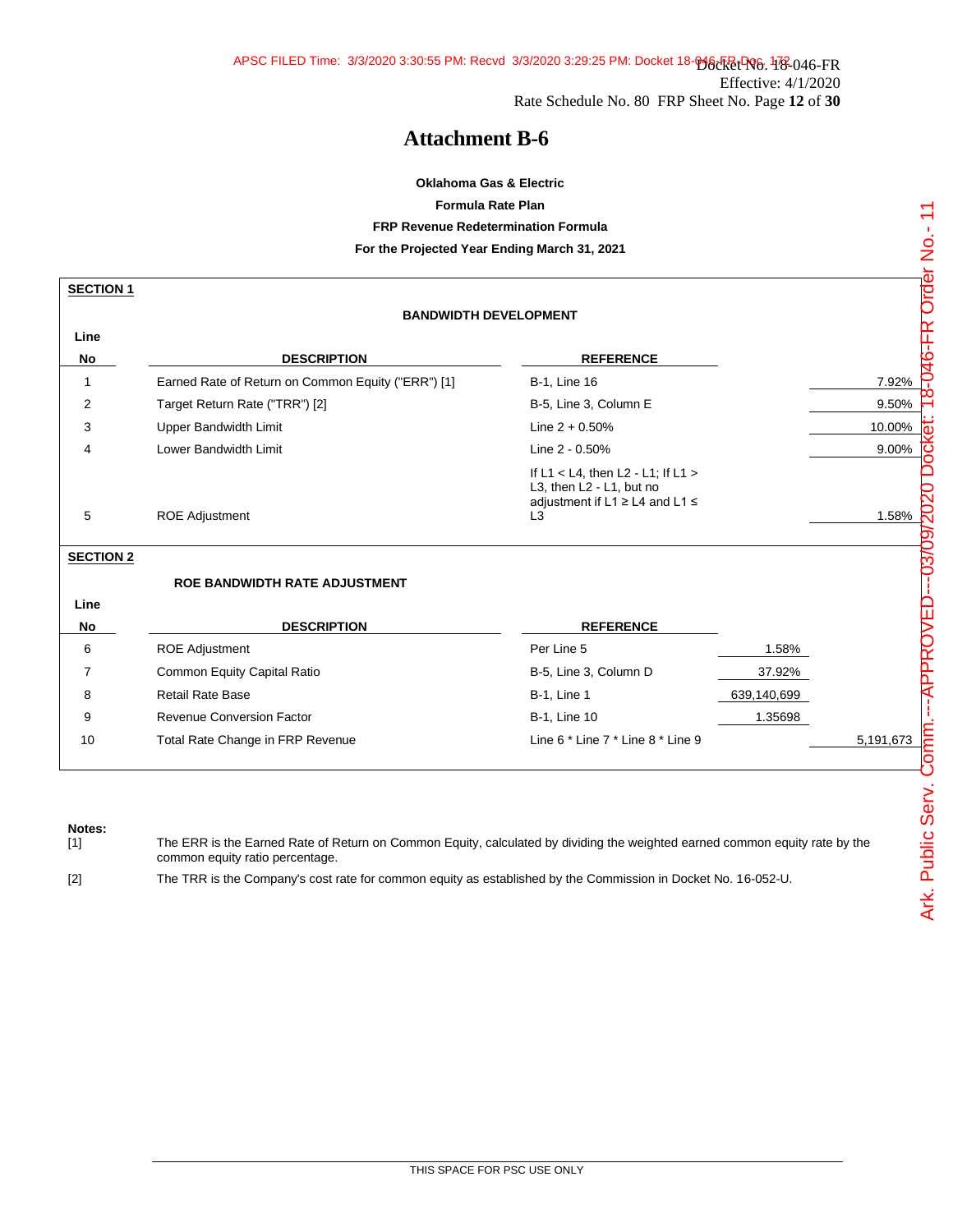Docket No. 18-046-FR
Effective: 4/1/2020
Rate Schedule No. 80 FRP Sheet No. Page **12** of **30**

# Attachment B-6

**Oklahoma Gas & Electric**

**Formula Rate Plan**

**FRP Revenue Redetermination Formula**

**For the Projected Year Ending March 31, 2021**

**SECTION 1**

**BANDWIDTH DEVELOPMENT**

| Line No | DESCRIPTION | REFERENCE | | |
|---|---|---|---|---|
| 1 | Earned Rate of Return on Common Equity ("ERR") [1] | B-1, Line 16 | | 7.92% |
| 2 | Target Return Rate ("TRR") [2] | B-5, Line 3, Column E | | 9.50% |
| 3 | Upper Bandwidth Limit | Line 2 + 0.50% | | 10.00% |
| 4 | Lower Bandwidth Limit | Line 2 - 0.50% | | 9.00% |
| 5 | ROE Adjustment | If L1 < L4, then L2 - L1; If L1 > L3, then L2 - L1, but no adjustment if L1 ≥ L4 and L1 ≤ L3 | | 1.58% |

**SECTION 2**

**ROE BANDWIDTH RATE ADJUSTMENT**

| Line No | DESCRIPTION | REFERENCE | | |
|---|---|---|---|---|
| 6 | ROE Adjustment | Per Line 5 | 1.58% | |
| 7 | Common Equity Capital Ratio | B-5, Line 3, Column D | 37.92% | |
| 8 | Retail Rate Base | B-1, Line 1 | 639,140,699 | |
| 9 | Revenue Conversion Factor | B-1, Line 10 | 1.35698 | |
| 10 | Total Rate Change in FRP Revenue | Line 6 * Line 7 * Line 8 * Line 9 | | 5,191,673 |

**Notes:**

[1] The ERR is the Earned Rate of Return on Common Equity, calculated by dividing the weighted earned common equity rate by the common equity ratio percentage.

[2] The TRR is the Company's cost rate for common equity as established by the Commission in Docket No. 16-052-U.

THIS SPACE FOR PSC USE ONLY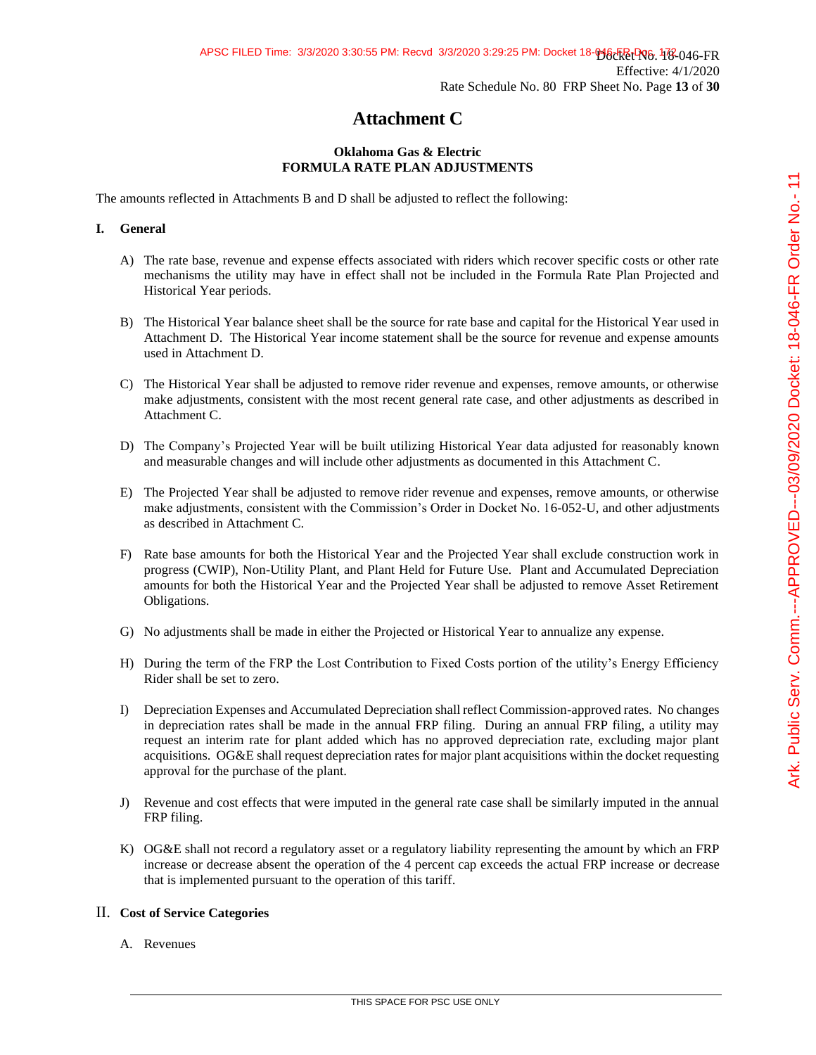# Attachment C

**Oklahoma Gas & Electric**
**FORMULA RATE PLAN ADJUSTMENTS**

The amounts reflected in Attachments B and D shall be adjusted to reflect the following:

## I. General

A) The rate base, revenue and expense effects associated with riders which recover specific costs or other rate mechanisms the utility may have in effect shall not be included in the Formula Rate Plan Projected and Historical Year periods.

B) The Historical Year balance sheet shall be the source for rate base and capital for the Historical Year used in Attachment D. The Historical Year income statement shall be the source for revenue and expense amounts used in Attachment D.

C) The Historical Year shall be adjusted to remove rider revenue and expenses, remove amounts, or otherwise make adjustments, consistent with the most recent general rate case, and other adjustments as described in Attachment C.

D) The Company's Projected Year will be built utilizing Historical Year data adjusted for reasonably known and measurable changes and will include other adjustments as documented in this Attachment C.

E) The Projected Year shall be adjusted to remove rider revenue and expenses, remove amounts, or otherwise make adjustments, consistent with the Commission's Order in Docket No. 16-052-U, and other adjustments as described in Attachment C.

F) Rate base amounts for both the Historical Year and the Projected Year shall exclude construction work in progress (CWIP), Non-Utility Plant, and Plant Held for Future Use. Plant and Accumulated Depreciation amounts for both the Historical Year and the Projected Year shall be adjusted to remove Asset Retirement Obligations.

G) No adjustments shall be made in either the Projected or Historical Year to annualize any expense.

H) During the term of the FRP the Lost Contribution to Fixed Costs portion of the utility's Energy Efficiency Rider shall be set to zero.

I) Depreciation Expenses and Accumulated Depreciation shall reflect Commission-approved rates. No changes in depreciation rates shall be made in the annual FRP filing. During an annual FRP filing, a utility may request an interim rate for plant added which has no approved depreciation rate, excluding major plant acquisitions. OG&E shall request depreciation rates for major plant acquisitions within the docket requesting approval for the purchase of the plant.

J) Revenue and cost effects that were imputed in the general rate case shall be similarly imputed in the annual FRP filing.

K) OG&E shall not record a regulatory asset or a regulatory liability representing the amount by which an FRP increase or decrease absent the operation of the 4 percent cap exceeds the actual FRP increase or decrease that is implemented pursuant to the operation of this tariff.

## II. Cost of Service Categories

A. Revenues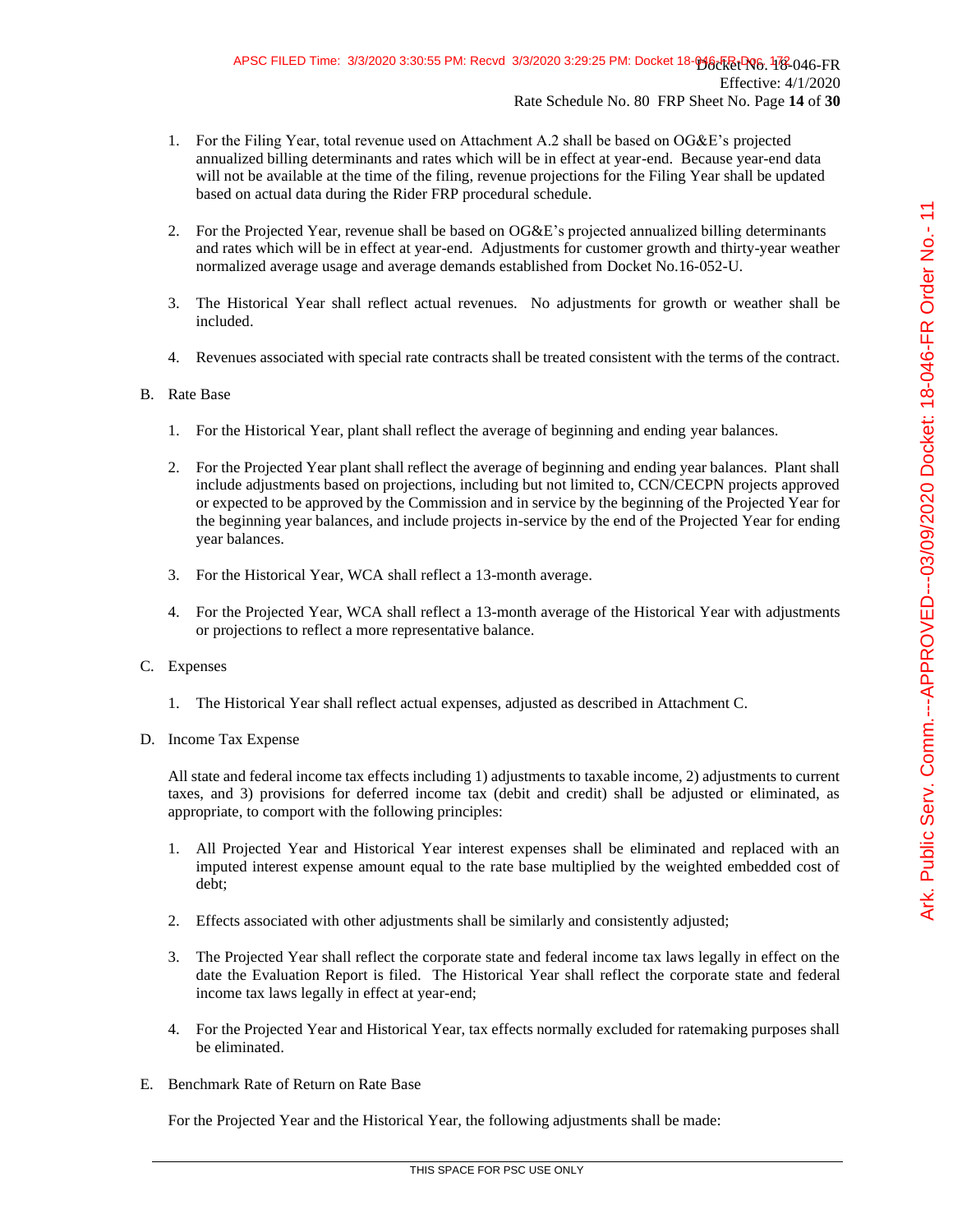1. For the Filing Year, total revenue used on Attachment A.2 shall be based on OG&E's projected annualized billing determinants and rates which will be in effect at year-end. Because year-end data will not be available at the time of the filing, revenue projections for the Filing Year shall be updated based on actual data during the Rider FRP procedural schedule.

2. For the Projected Year, revenue shall be based on OG&E's projected annualized billing determinants and rates which will be in effect at year-end. Adjustments for customer growth and thirty-year weather normalized average usage and average demands established from Docket No.16-052-U.

3. The Historical Year shall reflect actual revenues. No adjustments for growth or weather shall be included.

4. Revenues associated with special rate contracts shall be treated consistent with the terms of the contract.

B. Rate Base

1. For the Historical Year, plant shall reflect the average of beginning and ending year balances.

2. For the Projected Year plant shall reflect the average of beginning and ending year balances. Plant shall include adjustments based on projections, including but not limited to, CCN/CECPN projects approved or expected to be approved by the Commission and in service by the beginning of the Projected Year for the beginning year balances, and include projects in-service by the end of the Projected Year for ending year balances.

3. For the Historical Year, WCA shall reflect a 13-month average.

4. For the Projected Year, WCA shall reflect a 13-month average of the Historical Year with adjustments or projections to reflect a more representative balance.

C. Expenses

1. The Historical Year shall reflect actual expenses, adjusted as described in Attachment C.

D. Income Tax Expense

All state and federal income tax effects including 1) adjustments to taxable income, 2) adjustments to current taxes, and 3) provisions for deferred income tax (debit and credit) shall be adjusted or eliminated, as appropriate, to comport with the following principles:

1. All Projected Year and Historical Year interest expenses shall be eliminated and replaced with an imputed interest expense amount equal to the rate base multiplied by the weighted embedded cost of debt;

2. Effects associated with other adjustments shall be similarly and consistently adjusted;

3. The Projected Year shall reflect the corporate state and federal income tax laws legally in effect on the date the Evaluation Report is filed. The Historical Year shall reflect the corporate state and federal income tax laws legally in effect at year-end;

4. For the Projected Year and Historical Year, tax effects normally excluded for ratemaking purposes shall be eliminated.

E. Benchmark Rate of Return on Rate Base

For the Projected Year and the Historical Year, the following adjustments shall be made: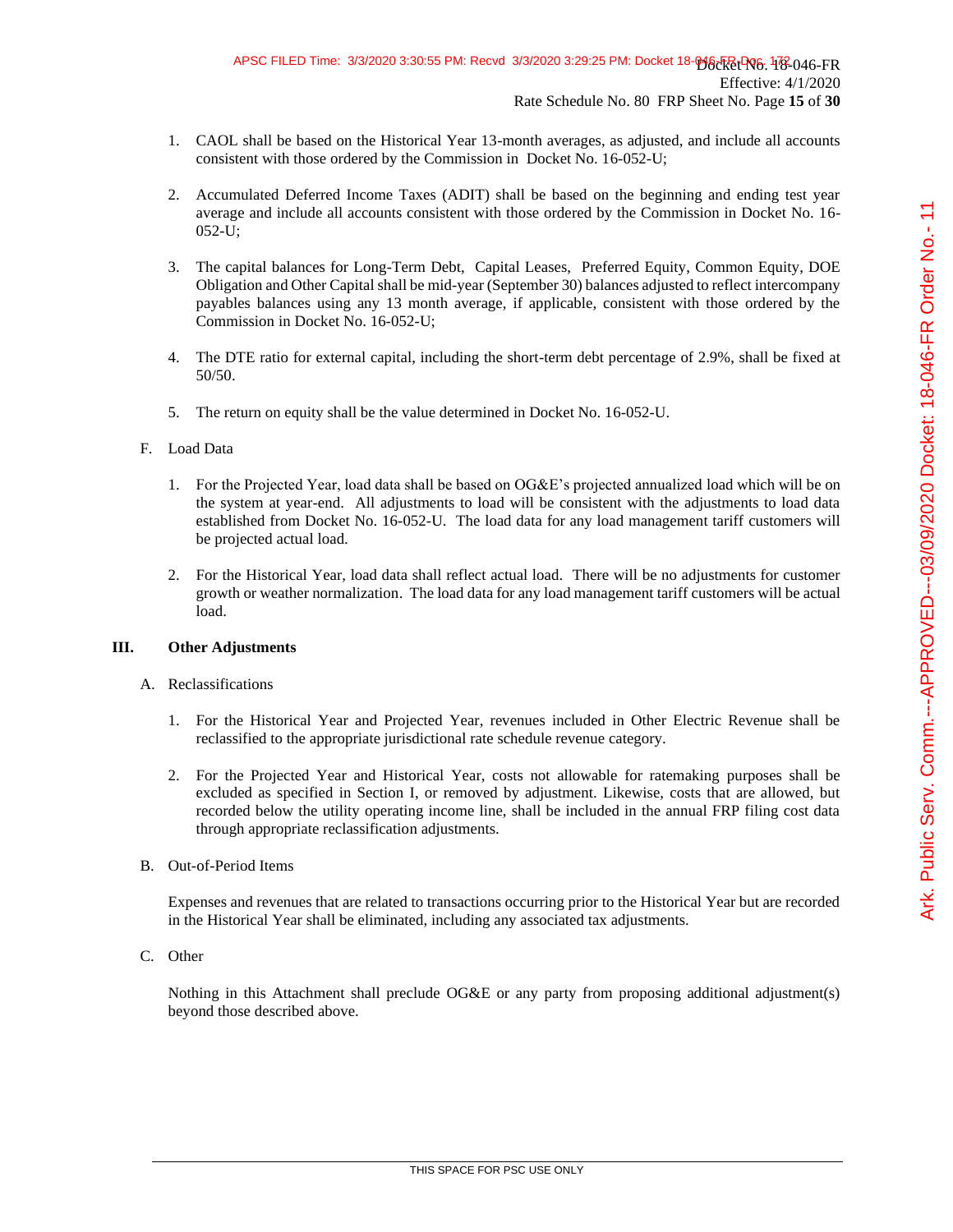1. CAOL shall be based on the Historical Year 13-month averages, as adjusted, and include all accounts consistent with those ordered by the Commission in Docket No. 16-052-U;

2. Accumulated Deferred Income Taxes (ADIT) shall be based on the beginning and ending test year average and include all accounts consistent with those ordered by the Commission in Docket No. 16-052-U;

3. The capital balances for Long-Term Debt, Capital Leases, Preferred Equity, Common Equity, DOE Obligation and Other Capital shall be mid-year (September 30) balances adjusted to reflect intercompany payables balances using any 13 month average, if applicable, consistent with those ordered by the Commission in Docket No. 16-052-U;

4. The DTE ratio for external capital, including the short-term debt percentage of 2.9%, shall be fixed at 50/50.

5. The return on equity shall be the value determined in Docket No. 16-052-U.

F. Load Data

1. For the Projected Year, load data shall be based on OG&E's projected annualized load which will be on the system at year-end. All adjustments to load will be consistent with the adjustments to load data established from Docket No. 16-052-U. The load data for any load management tariff customers will be projected actual load.

2. For the Historical Year, load data shall reflect actual load. There will be no adjustments for customer growth or weather normalization. The load data for any load management tariff customers will be actual load.

## III. Other Adjustments

A. Reclassifications

1. For the Historical Year and Projected Year, revenues included in Other Electric Revenue shall be reclassified to the appropriate jurisdictional rate schedule revenue category.

2. For the Projected Year and Historical Year, costs not allowable for ratemaking purposes shall be excluded as specified in Section I, or removed by adjustment. Likewise, costs that are allowed, but recorded below the utility operating income line, shall be included in the annual FRP filing cost data through appropriate reclassification adjustments.

B. Out-of-Period Items

Expenses and revenues that are related to transactions occurring prior to the Historical Year but are recorded in the Historical Year shall be eliminated, including any associated tax adjustments.

C. Other

Nothing in this Attachment shall preclude OG&E or any party from proposing additional adjustment(s) beyond those described above.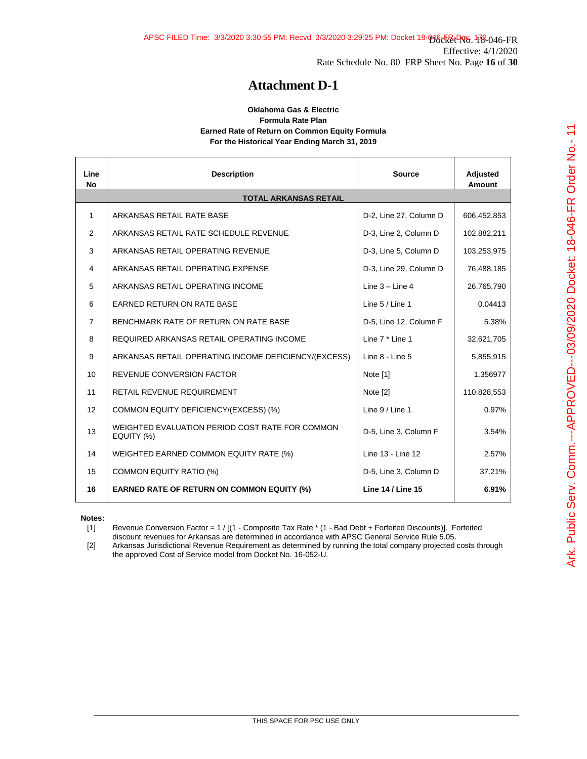# Attachment D-1

**Oklahoma Gas & Electric**
**Formula Rate Plan**
**Earned Rate of Return on Common Equity Formula**
**For the Historical Year Ending March 31, 2019**

| Line No | Description | Source | Adjusted Amount |
|---|---|---|---|
| | **TOTAL ARKANSAS RETAIL** | | |
| 1 | ARKANSAS RETAIL RATE BASE | D-2, Line 27, Column D | 606,452,853 |
| 2 | ARKANSAS RETAIL RATE SCHEDULE REVENUE | D-3, Line 2, Column D | 102,882,211 |
| 3 | ARKANSAS RETAIL OPERATING REVENUE | D-3, Line 5, Column D | 103,253,975 |
| 4 | ARKANSAS RETAIL OPERATING EXPENSE | D-3, Line 29, Column D | 76,488,185 |
| 5 | ARKANSAS RETAIL OPERATING INCOME | Line 3 – Line 4 | 26,765,790 |
| 6 | EARNED RETURN ON RATE BASE | Line 5 / Line 1 | 0.04413 |
| 7 | BENCHMARK RATE OF RETURN ON RATE BASE | D-5, Line 12, Column F | 5.38% |
| 8 | REQUIRED ARKANSAS RETAIL OPERATING INCOME | Line 7 * Line 1 | 32,621,705 |
| 9 | ARKANSAS RETAIL OPERATING INCOME DEFICIENCY/(EXCESS) | Line 8 - Line 5 | 5,855,915 |
| 10 | REVENUE CONVERSION FACTOR | Note [1] | 1.356977 |
| 11 | RETAIL REVENUE REQUIREMENT | Note [2] | 110,828,553 |
| 12 | COMMON EQUITY DEFICIENCY/(EXCESS) (%) | Line 9 / Line 1 | 0.97% |
| 13 | WEIGHTED EVALUATION PERIOD COST RATE FOR COMMON EQUITY (%) | D-5, Line 3, Column F | 3.54% |
| 14 | WEIGHTED EARNED COMMON EQUITY RATE (%) | Line 13 - Line 12 | 2.57% |
| 15 | COMMON EQUITY RATIO (%) | D-5, Line 3, Column D | 37.21% |
| **16** | **EARNED RATE OF RETURN ON COMMON EQUITY (%)** | **Line 14 / Line 15** | **6.91%** |

**Notes:**

[1] Revenue Conversion Factor = 1 / [(1 - Composite Tax Rate * (1 - Bad Debt + Forfeited Discounts)]. Forfeited discount revenues for Arkansas are determined in accordance with APSC General Service Rule 5.05.

[2] Arkansas Jurisdictional Revenue Requirement as determined by running the total company projected costs through the approved Cost of Service model from Docket No. 16-052-U.

THIS SPACE FOR PSC USE ONLY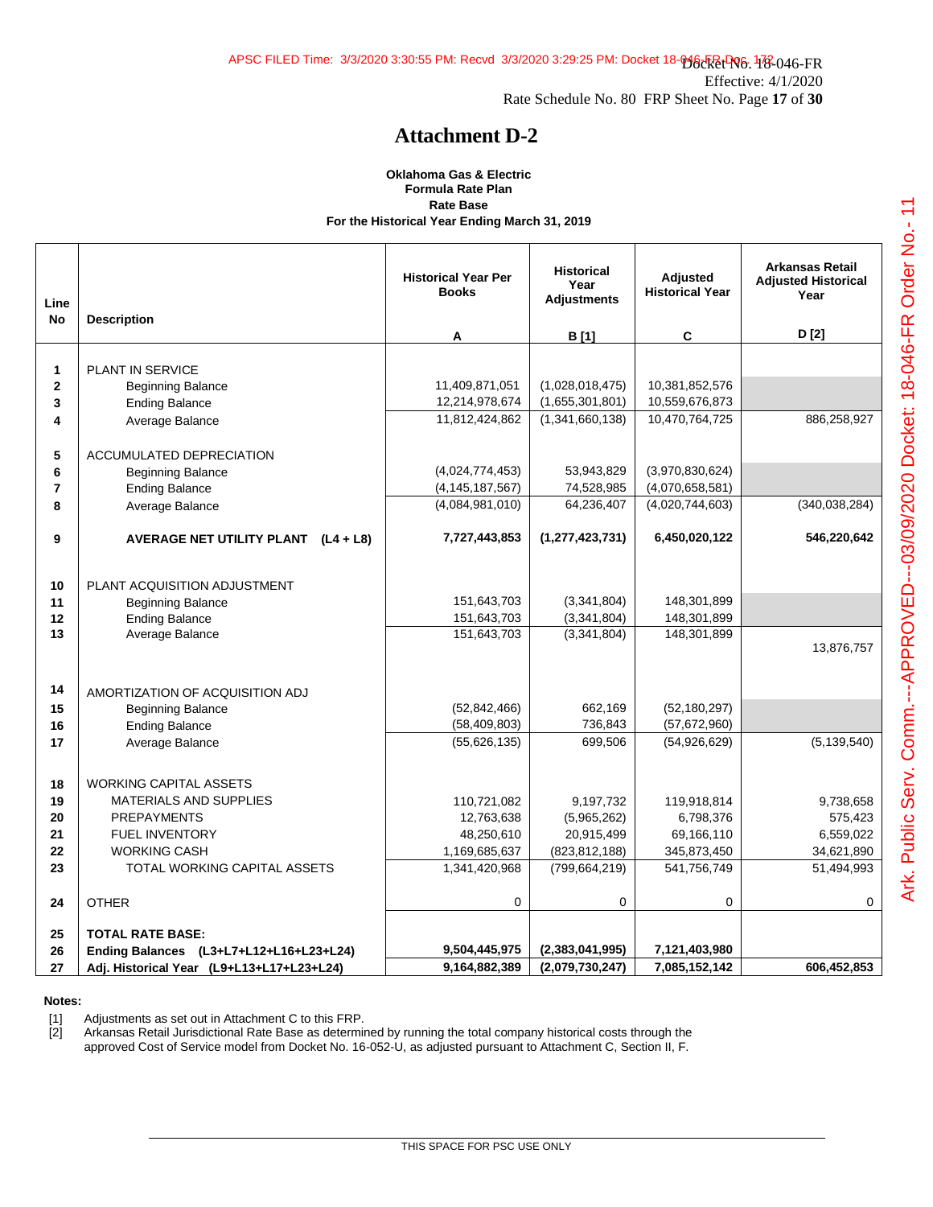Docket No. 18-046-FR
Effective: 4/1/2020
Rate Schedule No. 80 FRP Sheet No. Page **17** of **30**

# Attachment D-2

**Oklahoma Gas & Electric**
**Formula Rate Plan**
**Rate Base**
**For the Historical Year Ending March 31, 2019**

| Line No | Description | Historical Year Per Books<br>A | Historical Year Adjustments<br>B [1] | Adjusted Historical Year<br>C | Arkansas Retail Adjusted Historical Year<br>D [2] |
|---|---|---|---|---|---|
| 1 | PLANT IN SERVICE | | | | |
| 2 | Beginning Balance | 11,409,871,051 | (1,028,018,475) | 10,381,852,576 | |
| 3 | Ending Balance | 12,214,978,674 | (1,655,301,801) | 10,559,676,873 | |
| 4 | Average Balance | 11,812,424,862 | (1,341,660,138) | 10,470,764,725 | 886,258,927 |
| 5 | ACCUMULATED DEPRECIATION | | | | |
| 6 | Beginning Balance | (4,024,774,453) | 53,943,829 | (3,970,830,624) | |
| 7 | Ending Balance | (4,145,187,567) | 74,528,985 | (4,070,658,581) | |
| 8 | Average Balance | (4,084,981,010) | 64,236,407 | (4,020,744,603) | (340,038,284) |
| 9 | **AVERAGE NET UTILITY PLANT (L4 + L8)** | **7,727,443,853** | **(1,277,423,731)** | **6,450,020,122** | **546,220,642** |
| 10 | PLANT ACQUISITION ADJUSTMENT | | | | |
| 11 | Beginning Balance | 151,643,703 | (3,341,804) | 148,301,899 | |
| 12 | Ending Balance | 151,643,703 | (3,341,804) | 148,301,899 | |
| 13 | Average Balance | 151,643,703 | (3,341,804) | 148,301,899 | 13,876,757 |
| 14 | AMORTIZATION OF ACQUISITION ADJ | | | | |
| 15 | Beginning Balance | (52,842,466) | 662,169 | (52,180,297) | |
| 16 | Ending Balance | (58,409,803) | 736,843 | (57,672,960) | |
| 17 | Average Balance | (55,626,135) | 699,506 | (54,926,629) | (5,139,540) |
| 18 | WORKING CAPITAL ASSETS | | | | |
| 19 | MATERIALS AND SUPPLIES | 110,721,082 | 9,197,732 | 119,918,814 | 9,738,658 |
| 20 | PREPAYMENTS | 12,763,638 | (5,965,262) | 6,798,376 | 575,423 |
| 21 | FUEL INVENTORY | 48,250,610 | 20,915,499 | 69,166,110 | 6,559,022 |
| 22 | WORKING CASH | 1,169,685,637 | (823,812,188) | 345,873,450 | 34,621,890 |
| 23 | TOTAL WORKING CAPITAL ASSETS | 1,341,420,968 | (799,664,219) | 541,756,749 | 51,494,993 |
| 24 | OTHER | 0 | 0 | 0 | 0 |
| 25 | **TOTAL RATE BASE:** | | | | |
| 26 | **Ending Balances (L3+L7+L12+L16+L23+L24)** | **9,504,445,975** | **(2,383,041,995)** | **7,121,403,980** | |
| 27 | **Adj. Historical Year (L9+L13+L17+L23+L24)** | **9,164,882,389** | **(2,079,730,247)** | **7,085,152,142** | **606,452,853** |

**Notes:**

[1] Adjustments as set out in Attachment C to this FRP.

[2] Arkansas Retail Jurisdictional Rate Base as determined by running the total company historical costs through the approved Cost of Service model from Docket No. 16-052-U, as adjusted pursuant to Attachment C, Section II, F.

THIS SPACE FOR PSC USE ONLY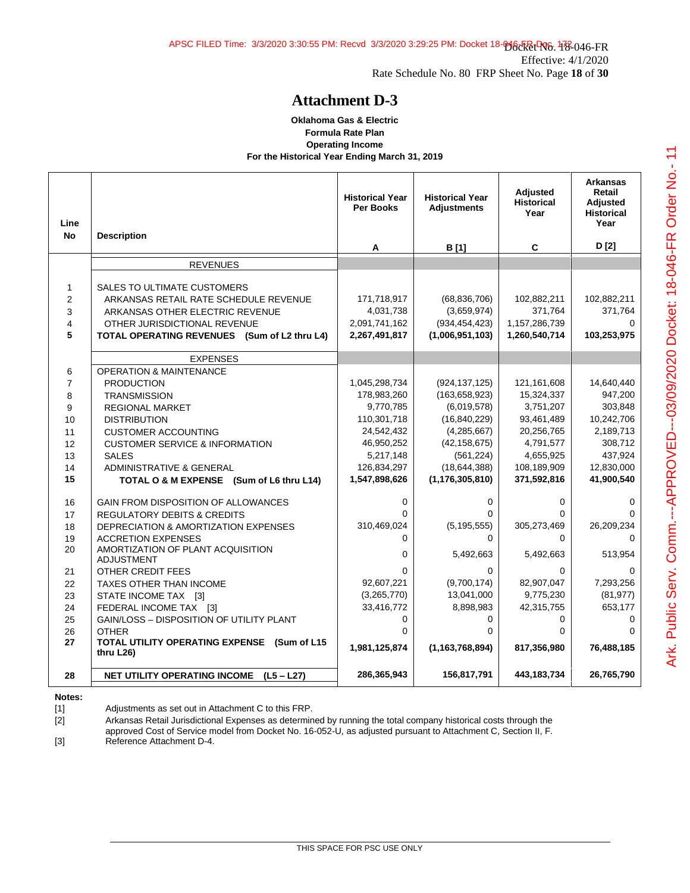# Attachment D-3

**Oklahoma Gas & Electric**
**Formula Rate Plan**
**Operating Income**
**For the Historical Year Ending March 31, 2019**

| Line No | Description | Historical Year Per Books<br>A | Historical Year Adjustments<br>B [1] | Adjusted Historical Year<br>C | Arkansas Retail Adjusted Historical Year<br>D [2] |
|---|---|---|---|---|---|
| | REVENUES | | | | |
| 1 | SALES TO ULTIMATE CUSTOMERS | | | | |
| 2 | ARKANSAS RETAIL RATE SCHEDULE REVENUE | 171,718,917 | (68,836,706) | 102,882,211 | 102,882,211 |
| 3 | ARKANSAS OTHER ELECTRIC REVENUE | 4,031,738 | (3,659,974) | 371,764 | 371,764 |
| 4 | OTHER JURISDICTIONAL REVENUE | 2,091,741,162 | (934,454,423) | 1,157,286,739 | 0 |
| **5** | **TOTAL OPERATING REVENUES (Sum of L2 thru L4)** | **2,267,491,817** | **(1,006,951,103)** | **1,260,540,714** | **103,253,975** |
| | EXPENSES | | | | |
| 6 | OPERATION & MAINTENANCE | | | | |
| 7 | PRODUCTION | 1,045,298,734 | (924,137,125) | 121,161,608 | 14,640,440 |
| 8 | TRANSMISSION | 178,983,260 | (163,658,923) | 15,324,337 | 947,200 |
| 9 | REGIONAL MARKET | 9,770,785 | (6,019,578) | 3,751,207 | 303,848 |
| 10 | DISTRIBUTION | 110,301,718 | (16,840,229) | 93,461,489 | 10,242,706 |
| 11 | CUSTOMER ACCOUNTING | 24,542,432 | (4,285,667) | 20,256,765 | 2,189,713 |
| 12 | CUSTOMER SERVICE & INFORMATION | 46,950,252 | (42,158,675) | 4,791,577 | 308,712 |
| 13 | SALES | 5,217,148 | (561,224) | 4,655,925 | 437,924 |
| 14 | ADMINISTRATIVE & GENERAL | 126,834,297 | (18,644,388) | 108,189,909 | 12,830,000 |
| **15** | **TOTAL O & M EXPENSE (Sum of L6 thru L14)** | **1,547,898,626** | **(1,176,305,810)** | **371,592,816** | **41,900,540** |
| 16 | GAIN FROM DISPOSITION OF ALLOWANCES | 0 | 0 | 0 | 0 |
| 17 | REGULATORY DEBITS & CREDITS | 0 | 0 | 0 | 0 |
| 18 | DEPRECIATION & AMORTIZATION EXPENSES | 310,469,024 | (5,195,555) | 305,273,469 | 26,209,234 |
| 19 | ACCRETION EXPENSES | 0 | 0 | 0 | 0 |
| 20 | AMORTIZATION OF PLANT ACQUISITION ADJUSTMENT | 0 | 5,492,663 | 5,492,663 | 513,954 |
| 21 | OTHER CREDIT FEES | 0 | 0 | 0 | 0 |
| 22 | TAXES OTHER THAN INCOME | 92,607,221 | (9,700,174) | 82,907,047 | 7,293,256 |
| 23 | STATE INCOME TAX [3] | (3,265,770) | 13,041,000 | 9,775,230 | (81,977) |
| 24 | FEDERAL INCOME TAX [3] | 33,416,772 | 8,898,983 | 42,315,755 | 653,177 |
| 25 | GAIN/LOSS – DISPOSITION OF UTILITY PLANT | 0 | 0 | 0 | 0 |
| 26 | OTHER | 0 | 0 | 0 | 0 |
| **27** | **TOTAL UTILITY OPERATING EXPENSE (Sum of L15 thru L26)** | **1,981,125,874** | **(1,163,768,894)** | **817,356,980** | **76,488,185** |
| **28** | **NET UTILITY OPERATING INCOME (L5 – L27)** | **286,365,943** | **156,817,791** | **443,183,734** | **26,765,790** |

**Notes:**

[1] Adjustments as set out in Attachment C to this FRP.

[2] Arkansas Retail Jurisdictional Expenses as determined by running the total company historical costs through the approved Cost of Service model from Docket No. 16-052-U, as adjusted pursuant to Attachment C, Section II, F.

[3] Reference Attachment D-4.

THIS SPACE FOR PSC USE ONLY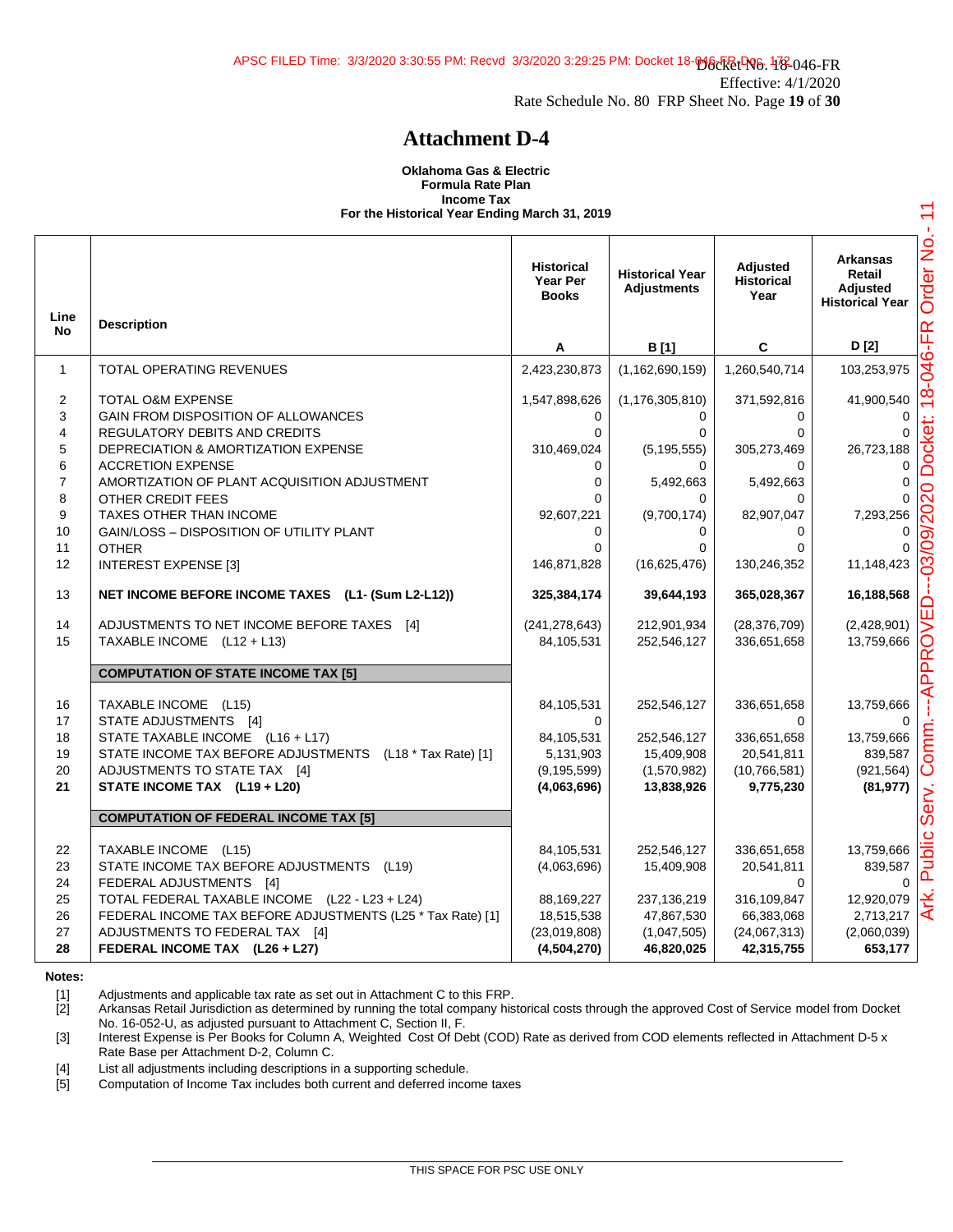Docket No. 18-046-FR
Effective: 4/1/2020
Rate Schedule No. 80 FRP Sheet No. Page **19** of **30**

# Attachment D-4

**Oklahoma Gas & Electric**
**Formula Rate Plan**
**Income Tax**
**For the Historical Year Ending March 31, 2019**

| Line No | Description | Historical Year Per Books<br>A | Historical Year Adjustments<br>B [1] | Adjusted Historical Year<br>C | Arkansas Retail Adjusted Historical Year<br>D [2] |
|---|---|---|---|---|---|
| 1 | TOTAL OPERATING REVENUES | 2,423,230,873 | (1,162,690,159) | 1,260,540,714 | 103,253,975 |
| 2 | TOTAL O&M EXPENSE | 1,547,898,626 | (1,176,305,810) | 371,592,816 | 41,900,540 |
| 3 | GAIN FROM DISPOSITION OF ALLOWANCES | 0 | 0 | 0 | 0 |
| 4 | REGULATORY DEBITS AND CREDITS | 0 | 0 | 0 | 0 |
| 5 | DEPRECIATION & AMORTIZATION EXPENSE | 310,469,024 | (5,195,555) | 305,273,469 | 26,723,188 |
| 6 | ACCRETION EXPENSE | 0 | 0 | 0 | 0 |
| 7 | AMORTIZATION OF PLANT ACQUISITION ADJUSTMENT | 0 | 5,492,663 | 5,492,663 | 0 |
| 8 | OTHER CREDIT FEES | 0 | 0 | 0 | 0 |
| 9 | TAXES OTHER THAN INCOME | 92,607,221 | (9,700,174) | 82,907,047 | 7,293,256 |
| 10 | GAIN/LOSS – DISPOSITION OF UTILITY PLANT | 0 | 0 | 0 | 0 |
| 11 | OTHER | 0 | 0 | 0 | 0 |
| 12 | INTEREST EXPENSE [3] | 146,871,828 | (16,625,476) | 130,246,352 | 11,148,423 |
| 13 | **NET INCOME BEFORE INCOME TAXES (L1- (Sum L2-L12))** | **325,384,174** | **39,644,193** | **365,028,367** | **16,188,568** |
| 14 | ADJUSTMENTS TO NET INCOME BEFORE TAXES [4] | (241,278,643) | 212,901,934 | (28,376,709) | (2,428,901) |
| 15 | TAXABLE INCOME (L12 + L13) | 84,105,531 | 252,546,127 | 336,651,658 | 13,759,666 |
| | **COMPUTATION OF STATE INCOME TAX [5]** | | | | |
| 16 | TAXABLE INCOME (L15) | 84,105,531 | 252,546,127 | 336,651,658 | 13,759,666 |
| 17 | STATE ADJUSTMENTS [4] | 0 | | 0 | 0 |
| 18 | STATE TAXABLE INCOME (L16 + L17) | 84,105,531 | 252,546,127 | 336,651,658 | 13,759,666 |
| 19 | STATE INCOME TAX BEFORE ADJUSTMENTS (L18 * Tax Rate) [1] | 5,131,903 | 15,409,908 | 20,541,811 | 839,587 |
| 20 | ADJUSTMENTS TO STATE TAX [4] | (9,195,599) | (1,570,982) | (10,766,581) | (921,564) |
| **21** | **STATE INCOME TAX (L19 + L20)** | **(4,063,696)** | **13,838,926** | **9,775,230** | **(81,977)** |
| | **COMPUTATION OF FEDERAL INCOME TAX [5]** | | | | |
| 22 | TAXABLE INCOME (L15) | 84,105,531 | 252,546,127 | 336,651,658 | 13,759,666 |
| 23 | STATE INCOME TAX BEFORE ADJUSTMENTS (L19) | (4,063,696) | 15,409,908 | 20,541,811 | 839,587 |
| 24 | FEDERAL ADJUSTMENTS [4] | | | 0 | 0 |
| 25 | TOTAL FEDERAL TAXABLE INCOME (L22 - L23 + L24) | 88,169,227 | 237,136,219 | 316,109,847 | 12,920,079 |
| 26 | FEDERAL INCOME TAX BEFORE ADJUSTMENTS (L25 * Tax Rate) [1] | 18,515,538 | 47,867,530 | 66,383,068 | 2,713,217 |
| 27 | ADJUSTMENTS TO FEDERAL TAX [4] | (23,019,808) | (1,047,505) | (24,067,313) | (2,060,039) |
| **28** | **FEDERAL INCOME TAX (L26 + L27)** | **(4,504,270)** | **46,820,025** | **42,315,755** | **653,177** |

**Notes:**

[1] Adjustments and applicable tax rate as set out in Attachment C to this FRP.
[2] Arkansas Retail Jurisdiction as determined by running the total company historical costs through the approved Cost of Service model from Docket No. 16-052-U, as adjusted pursuant to Attachment C, Section II, F.
[3] Interest Expense is Per Books for Column A, Weighted Cost Of Debt (COD) Rate as derived from COD elements reflected in Attachment D-5 x Rate Base per Attachment D-2, Column C.
[4] List all adjustments including descriptions in a supporting schedule.
[5] Computation of Income Tax includes both current and deferred income taxes

THIS SPACE FOR PSC USE ONLY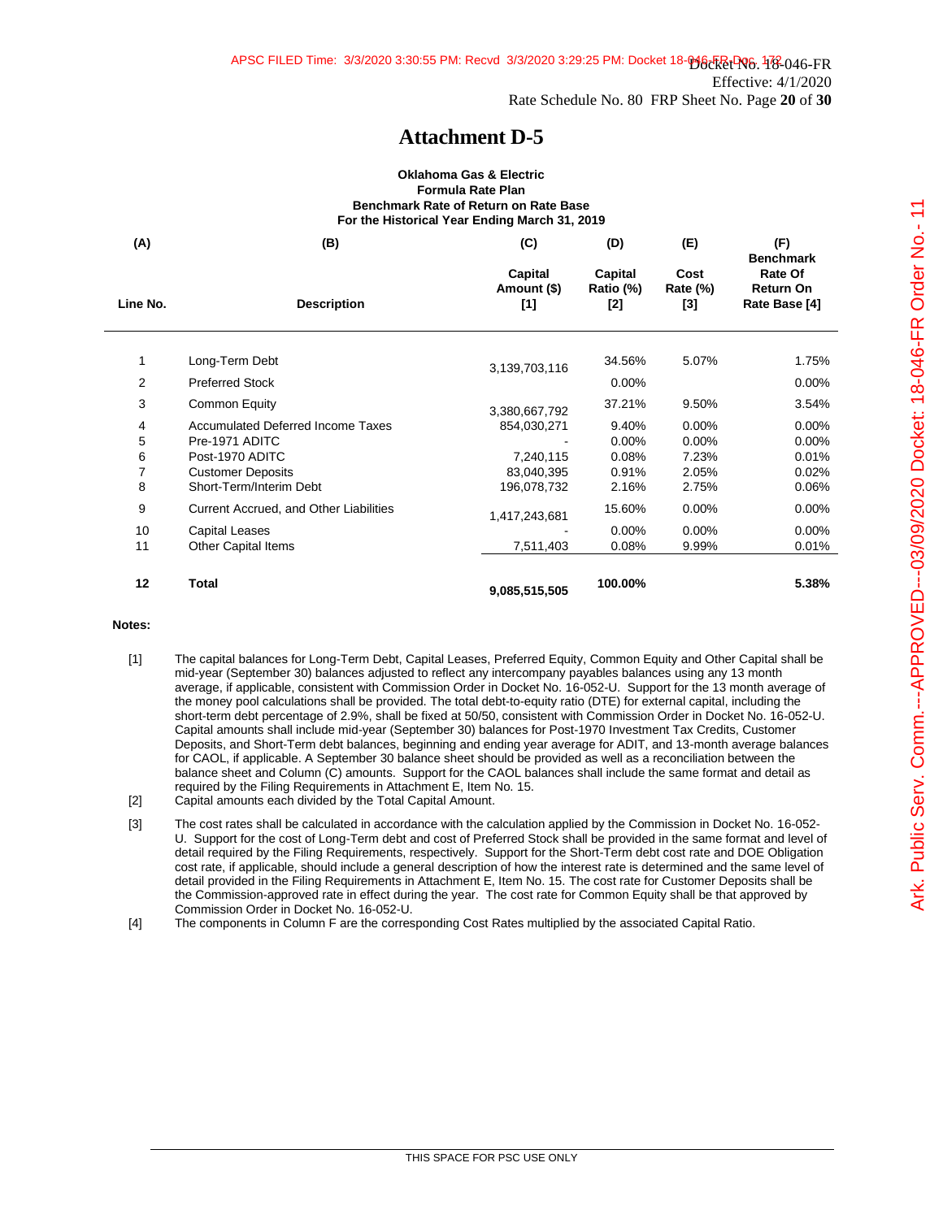Docket No. 18-046-FR
Effective: 4/1/2020
Rate Schedule No. 80 FRP Sheet No. Page **20** of **30**

# Attachment D-5

**Oklahoma Gas & Electric**
**Formula Rate Plan**
**Benchmark Rate of Return on Rate Base**
**For the Historical Year Ending March 31, 2019**

| (A) Line No. | (B) Description | (C) Capital Amount ($) [1] | (D) Capital Ratio (%) [2] | (E) Cost Rate (%) [3] | (F) Benchmark Rate Of Return On Rate Base [4] |
|---|---|---|---|---|---|
| 1 | Long-Term Debt | 3,139,703,116 | 34.56% | 5.07% | 1.75% |
| 2 | Preferred Stock | | 0.00% | | 0.00% |
| 3 | Common Equity | 3,380,667,792 | 37.21% | 9.50% | 3.54% |
| 4 | Accumulated Deferred Income Taxes | 854,030,271 | 9.40% | 0.00% | 0.00% |
| 5 | Pre-1971 ADITC | - | 0.00% | 0.00% | 0.00% |
| 6 | Post-1970 ADITC | 7,240,115 | 0.08% | 7.23% | 0.01% |
| 7 | Customer Deposits | 83,040,395 | 0.91% | 2.05% | 0.02% |
| 8 | Short-Term/Interim Debt | 196,078,732 | 2.16% | 2.75% | 0.06% |
| 9 | Current Accrued, and Other Liabilities | 1,417,243,681 | 15.60% | 0.00% | 0.00% |
| 10 | Capital Leases | - | 0.00% | 0.00% | 0.00% |
| 11 | Other Capital Items | 7,511,403 | 0.08% | 9.99% | 0.01% |
| **12** | **Total** | **9,085,515,505** | **100.00%** | | **5.38%** |

**Notes:**

[1] The capital balances for Long-Term Debt, Capital Leases, Preferred Equity, Common Equity and Other Capital shall be mid-year (September 30) balances adjusted to reflect any intercompany payables balances using any 13 month average, if applicable, consistent with Commission Order in Docket No. 16-052-U. Support for the 13 month average of the money pool calculations shall be provided. The total debt-to-equity ratio (DTE) for external capital, including the short-term debt percentage of 2.9%, shall be fixed at 50/50, consistent with Commission Order in Docket No. 16-052-U. Capital amounts shall include mid-year (September 30) balances for Post-1970 Investment Tax Credits, Customer Deposits, and Short-Term debt balances, beginning and ending year average for ADIT, and 13-month average balances for CAOL, if applicable. A September 30 balance sheet should be provided as well as a reconciliation between the balance sheet and Column (C) amounts. Support for the CAOL balances shall include the same format and detail as required by the Filing Requirements in Attachment E, Item No. 15.

[2] Capital amounts each divided by the Total Capital Amount.

[3] The cost rates shall be calculated in accordance with the calculation applied by the Commission in Docket No. 16-052-U. Support for the cost of Long-Term debt and cost of Preferred Stock shall be provided in the same format and level of detail required by the Filing Requirements, respectively. Support for the Short-Term debt cost rate and DOE Obligation cost rate, if applicable, should include a general description of how the interest rate is determined and the same level of detail provided in the Filing Requirements in Attachment E, Item No. 15. The cost rate for Customer Deposits shall be the Commission-approved rate in effect during the year. The cost rate for Common Equity shall be that approved by Commission Order in Docket No. 16-052-U.

[4] The components in Column F are the corresponding Cost Rates multiplied by the associated Capital Ratio.

THIS SPACE FOR PSC USE ONLY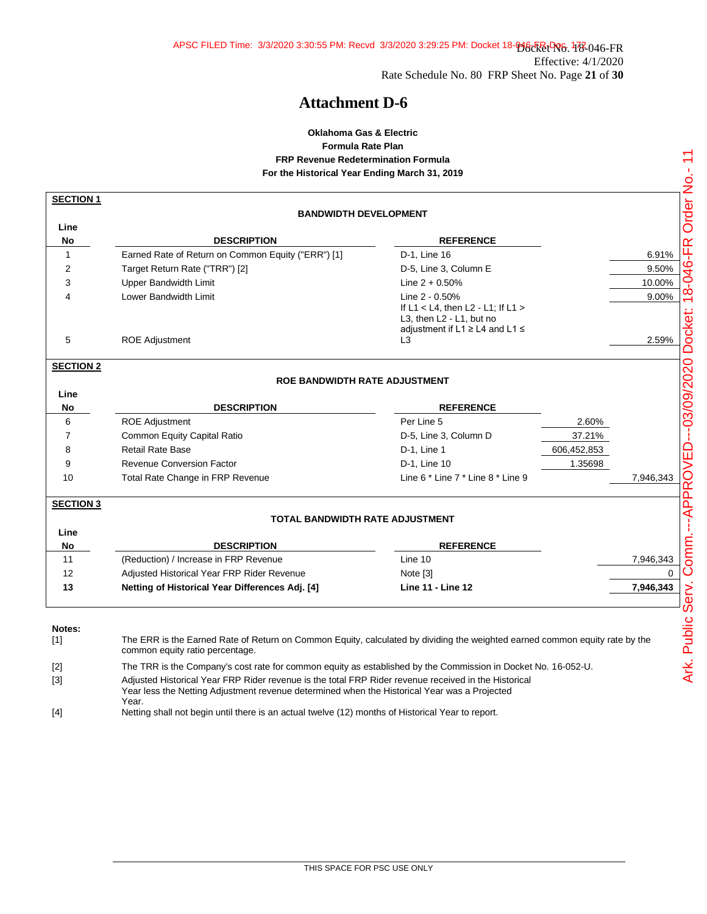Docket No. 18-046-FR
Effective: 4/1/2020
Rate Schedule No. 80 FRP Sheet No. Page **21** of **30**

# Attachment D-6

**Oklahoma Gas & Electric**
**Formula Rate Plan**
**FRP Revenue Redetermination Formula**
**For the Historical Year Ending March 31, 2019**

**SECTION 1**

**BANDWIDTH DEVELOPMENT**

| Line No | DESCRIPTION | REFERENCE | | |
|---|---|---|---|---|
| 1 | Earned Rate of Return on Common Equity ("ERR") [1] | D-1, Line 16 | | 6.91% |
| 2 | Target Return Rate ("TRR") [2] | D-5, Line 3, Column E | | 9.50% |
| 3 | Upper Bandwidth Limit | Line 2 + 0.50% | | 10.00% |
| 4 | Lower Bandwidth Limit | Line 2 - 0.50% | | 9.00% |
| 5 | ROE Adjustment | If L1 < L4, then L2 - L1; If L1 > L3, then L2 - L1, but no adjustment if L1 ≥ L4 and L1 ≤ L3 | | 2.59% |

**SECTION 2**

**ROE BANDWIDTH RATE ADJUSTMENT**

| Line No | DESCRIPTION | REFERENCE | | |
|---|---|---|---|---|
| 6 | ROE Adjustment | Per Line 5 | 2.60% | |
| 7 | Common Equity Capital Ratio | D-5, Line 3, Column D | 37.21% | |
| 8 | Retail Rate Base | D-1, Line 1 | 606,452,853 | |
| 9 | Revenue Conversion Factor | D-1, Line 10 | 1.35698 | |
| 10 | Total Rate Change in FRP Revenue | Line 6 * Line 7 * Line 8 * Line 9 | | 7,946,343 |

**SECTION 3**

**TOTAL BANDWIDTH RATE ADJUSTMENT**

| Line No | DESCRIPTION | REFERENCE | |
|---|---|---|---|
| 11 | (Reduction) / Increase in FRP Revenue | Line 10 | 7,946,343 |
| 12 | Adjusted Historical Year FRP Rider Revenue | Note [3] | 0 |
| **13** | **Netting of Historical Year Differences Adj. [4]** | **Line 11 - Line 12** | **7,946,343** |

**Notes:**

[1] The ERR is the Earned Rate of Return on Common Equity, calculated by dividing the weighted earned common equity rate by the common equity ratio percentage.

[2] The TRR is the Company's cost rate for common equity as established by the Commission in Docket No. 16-052-U.

[3] Adjusted Historical Year FRP Rider revenue is the total FRP Rider revenue received in the Historical Year less the Netting Adjustment revenue determined when the Historical Year was a Projected Year.

[4] Netting shall not begin until there is an actual twelve (12) months of Historical Year to report.

THIS SPACE FOR PSC USE ONLY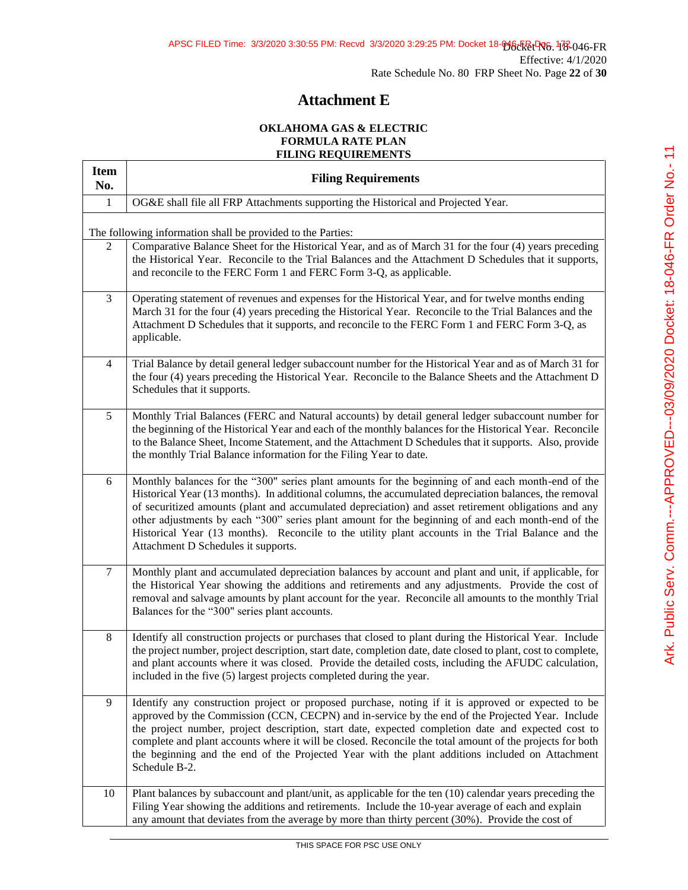# Attachment E

**OKLAHOMA GAS & ELECTRIC**
**FORMULA RATE PLAN**
**FILING REQUIREMENTS**

| Item No. | Filing Requirements |
|---|---|
| 1 | OG&E shall file all FRP Attachments supporting the Historical and Projected Year. |

The following information shall be provided to the Parties:

| Item No. | Filing Requirements |
|---|---|
| 2 | Comparative Balance Sheet for the Historical Year, and as of March 31 for the four (4) years preceding the Historical Year. Reconcile to the Trial Balances and the Attachment D Schedules that it supports, and reconcile to the FERC Form 1 and FERC Form 3-Q, as applicable. |
| 3 | Operating statement of revenues and expenses for the Historical Year, and for twelve months ending March 31 for the four (4) years preceding the Historical Year. Reconcile to the Trial Balances and the Attachment D Schedules that it supports, and reconcile to the FERC Form 1 and FERC Form 3-Q, as applicable. |
| 4 | Trial Balance by detail general ledger subaccount number for the Historical Year and as of March 31 for the four (4) years preceding the Historical Year. Reconcile to the Balance Sheets and the Attachment D Schedules that it supports. |
| 5 | Monthly Trial Balances (FERC and Natural accounts) by detail general ledger subaccount number for the beginning of the Historical Year and each of the monthly balances for the Historical Year. Reconcile to the Balance Sheet, Income Statement, and the Attachment D Schedules that it supports. Also, provide the monthly Trial Balance information for the Filing Year to date. |
| 6 | Monthly balances for the "300" series plant amounts for the beginning of and each month-end of the Historical Year (13 months). In additional columns, the accumulated depreciation balances, the removal of securitized amounts (plant and accumulated depreciation) and asset retirement obligations and any other adjustments by each "300" series plant amount for the beginning of and each month-end of the Historical Year (13 months). Reconcile to the utility plant accounts in the Trial Balance and the Attachment D Schedules it supports. |
| 7 | Monthly plant and accumulated depreciation balances by account and plant and unit, if applicable, for the Historical Year showing the additions and retirements and any adjustments. Provide the cost of removal and salvage amounts by plant account for the year. Reconcile all amounts to the monthly Trial Balances for the "300" series plant accounts. |
| 8 | Identify all construction projects or purchases that closed to plant during the Historical Year. Include the project number, project description, start date, completion date, date closed to plant, cost to complete, and plant accounts where it was closed. Provide the detailed costs, including the AFUDC calculation, included in the five (5) largest projects completed during the year. |
| 9 | Identify any construction project or proposed purchase, noting if it is approved or expected to be approved by the Commission (CCN, CECPN) and in-service by the end of the Projected Year. Include the project number, project description, start date, expected completion date and expected cost to complete and plant accounts where it will be closed. Reconcile the total amount of the projects for both the beginning and the end of the Projected Year with the plant additions included on Attachment Schedule B-2. |
| 10 | Plant balances by subaccount and plant/unit, as applicable for the ten (10) calendar years preceding the Filing Year showing the additions and retirements. Include the 10-year average of each and explain any amount that deviates from the average by more than thirty percent (30%). Provide the cost of |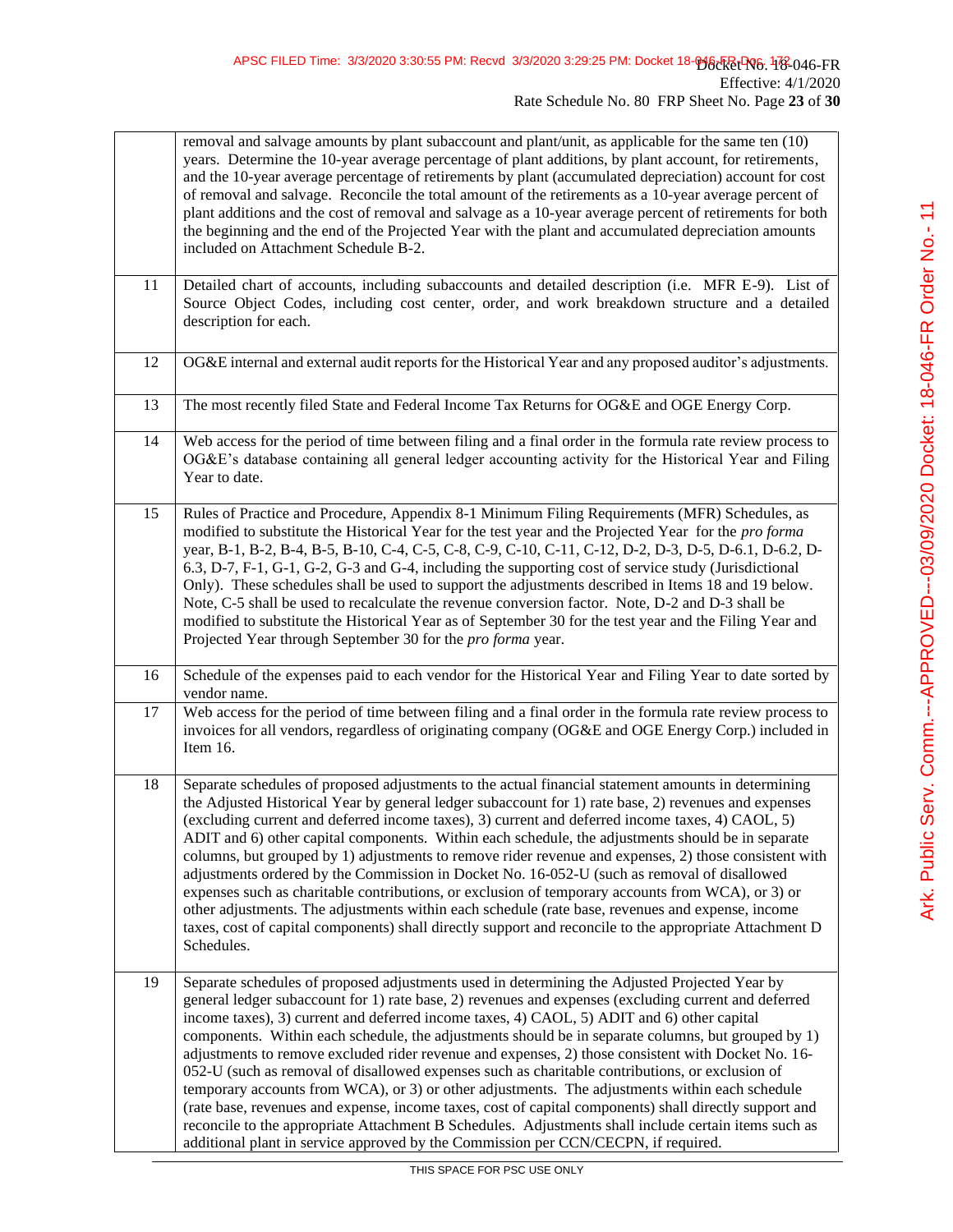| | |
|---|---|
| | removal and salvage amounts by plant subaccount and plant/unit, as applicable for the same ten (10) years. Determine the 10-year average percentage of plant additions, by plant account, for retirements, and the 10-year average percentage of retirements by plant (accumulated depreciation) account for cost of removal and salvage. Reconcile the total amount of the retirements as a 10-year average percent of plant additions and the cost of removal and salvage as a 10-year average percent of retirements for both the beginning and the end of the Projected Year with the plant and accumulated depreciation amounts included on Attachment Schedule B-2. |
| 11 | Detailed chart of accounts, including subaccounts and detailed description (i.e. MFR E-9). List of Source Object Codes, including cost center, order, and work breakdown structure and a detailed description for each. |
| 12 | OG&E internal and external audit reports for the Historical Year and any proposed auditor's adjustments. |
| 13 | The most recently filed State and Federal Income Tax Returns for OG&E and OGE Energy Corp. |
| 14 | Web access for the period of time between filing and a final order in the formula rate review process to OG&E's database containing all general ledger accounting activity for the Historical Year and Filing Year to date. |
| 15 | Rules of Practice and Procedure, Appendix 8-1 Minimum Filing Requirements (MFR) Schedules, as modified to substitute the Historical Year for the test year and the Projected Year for the *pro forma* year, B-1, B-2, B-4, B-5, B-10, C-4, C-5, C-8, C-9, C-10, C-11, C-12, D-2, D-3, D-5, D-6.1, D-6.2, D-6.3, D-7, F-1, G-1, G-2, G-3 and G-4, including the supporting cost of service study (Jurisdictional Only). These schedules shall be used to support the adjustments described in Items 18 and 19 below. Note, C-5 shall be used to recalculate the revenue conversion factor. Note, D-2 and D-3 shall be modified to substitute the Historical Year as of September 30 for the test year and the Filing Year and Projected Year through September 30 for the *pro forma* year. |
| 16 | Schedule of the expenses paid to each vendor for the Historical Year and Filing Year to date sorted by vendor name. |
| 17 | Web access for the period of time between filing and a final order in the formula rate review process to invoices for all vendors, regardless of originating company (OG&E and OGE Energy Corp.) included in Item 16. |
| 18 | Separate schedules of proposed adjustments to the actual financial statement amounts in determining the Adjusted Historical Year by general ledger subaccount for 1) rate base, 2) revenues and expenses (excluding current and deferred income taxes), 3) current and deferred income taxes, 4) CAOL, 5) ADIT and 6) other capital components. Within each schedule, the adjustments should be in separate columns, but grouped by 1) adjustments to remove rider revenue and expenses, 2) those consistent with adjustments ordered by the Commission in Docket No. 16-052-U (such as removal of disallowed expenses such as charitable contributions, or exclusion of temporary accounts from WCA), or 3) or other adjustments. The adjustments within each schedule (rate base, revenues and expense, income taxes, cost of capital components) shall directly support and reconcile to the appropriate Attachment D Schedules. |
| 19 | Separate schedules of proposed adjustments used in determining the Adjusted Projected Year by general ledger subaccount for 1) rate base, 2) revenues and expenses (excluding current and deferred income taxes), 3) current and deferred income taxes, 4) CAOL, 5) ADIT and 6) other capital components. Within each schedule, the adjustments should be in separate columns, but grouped by 1) adjustments to remove excluded rider revenue and expenses, 2) those consistent with Docket No. 16-052-U (such as removal of disallowed expenses such as charitable contributions, or exclusion of temporary accounts from WCA), or 3) or other adjustments. The adjustments within each schedule (rate base, revenues and expense, income taxes, cost of capital components) shall directly support and reconcile to the appropriate Attachment B Schedules. Adjustments shall include certain items such as additional plant in service approved by the Commission per CCN/CECPN, if required. |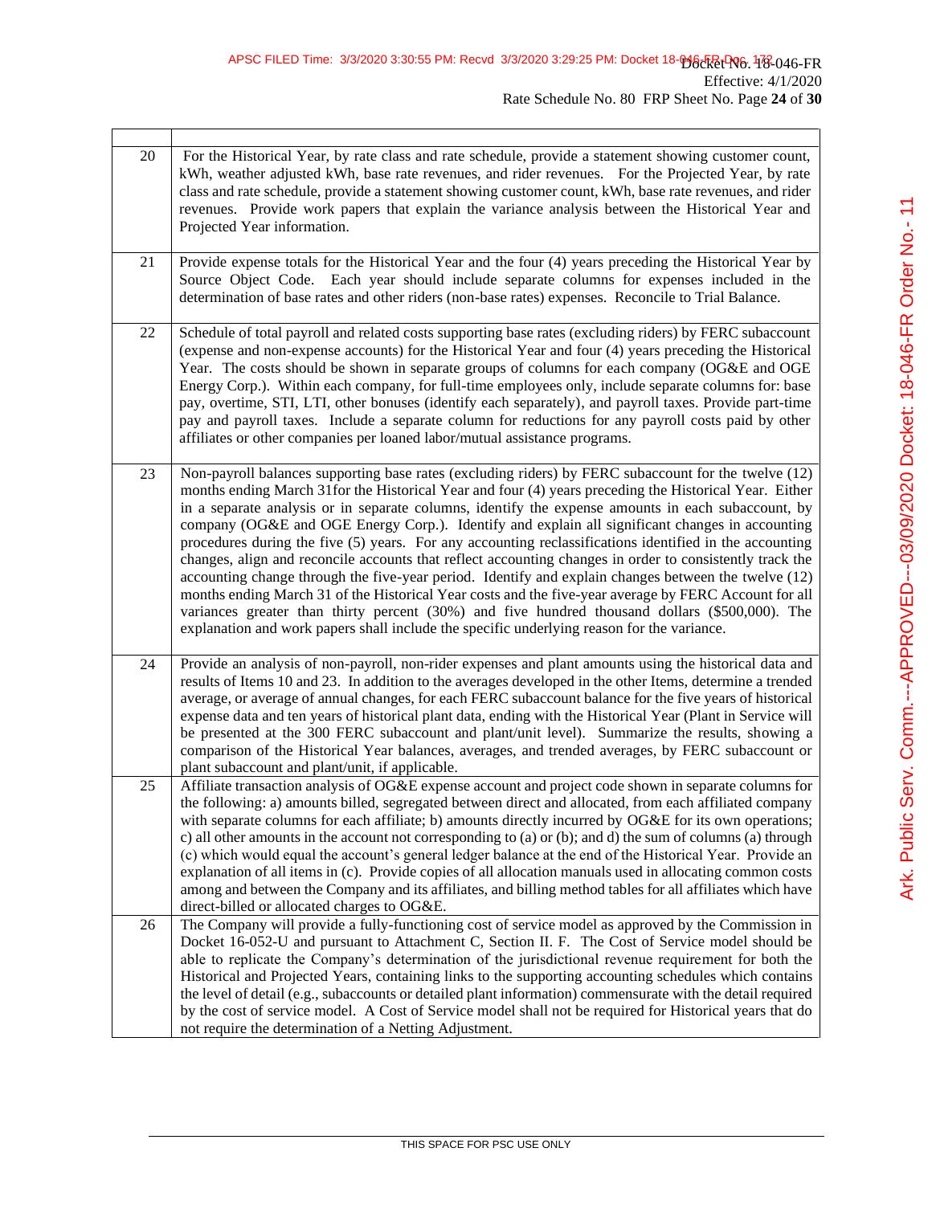|  |  |
|---|---|
| 20 | For the Historical Year, by rate class and rate schedule, provide a statement showing customer count, kWh, weather adjusted kWh, base rate revenues, and rider revenues. For the Projected Year, by rate class and rate schedule, provide a statement showing customer count, kWh, base rate revenues, and rider revenues. Provide work papers that explain the variance analysis between the Historical Year and Projected Year information. |
| 21 | Provide expense totals for the Historical Year and the four (4) years preceding the Historical Year by Source Object Code. Each year should include separate columns for expenses included in the determination of base rates and other riders (non-base rates) expenses. Reconcile to Trial Balance. |
| 22 | Schedule of total payroll and related costs supporting base rates (excluding riders) by FERC subaccount (expense and non-expense accounts) for the Historical Year and four (4) years preceding the Historical Year. The costs should be shown in separate groups of columns for each company (OG&E and OGE Energy Corp.). Within each company, for full-time employees only, include separate columns for: base pay, overtime, STI, LTI, other bonuses (identify each separately), and payroll taxes. Provide part-time pay and payroll taxes. Include a separate column for reductions for any payroll costs paid by other affiliates or other companies per loaned labor/mutual assistance programs. |
| 23 | Non-payroll balances supporting base rates (excluding riders) by FERC subaccount for the twelve (12) months ending March 31for the Historical Year and four (4) years preceding the Historical Year. Either in a separate analysis or in separate columns, identify the expense amounts in each subaccount, by company (OG&E and OGE Energy Corp.). Identify and explain all significant changes in accounting procedures during the five (5) years. For any accounting reclassifications identified in the accounting changes, align and reconcile accounts that reflect accounting changes in order to consistently track the accounting change through the five-year period. Identify and explain changes between the twelve (12) months ending March 31 of the Historical Year costs and the five-year average by FERC Account for all variances greater than thirty percent (30%) and five hundred thousand dollars ($500,000). The explanation and work papers shall include the specific underlying reason for the variance. |
| 24 | Provide an analysis of non-payroll, non-rider expenses and plant amounts using the historical data and results of Items 10 and 23. In addition to the averages developed in the other Items, determine a trended average, or average of annual changes, for each FERC subaccount balance for the five years of historical expense data and ten years of historical plant data, ending with the Historical Year (Plant in Service will be presented at the 300 FERC subaccount and plant/unit level). Summarize the results, showing a comparison of the Historical Year balances, averages, and trended averages, by FERC subaccount or plant subaccount and plant/unit, if applicable. |
| 25 | Affiliate transaction analysis of OG&E expense account and project code shown in separate columns for the following: a) amounts billed, segregated between direct and allocated, from each affiliated company with separate columns for each affiliate; b) amounts directly incurred by OG&E for its own operations; c) all other amounts in the account not corresponding to (a) or (b); and d) the sum of columns (a) through (c) which would equal the account's general ledger balance at the end of the Historical Year. Provide an explanation of all items in (c). Provide copies of all allocation manuals used in allocating common costs among and between the Company and its affiliates, and billing method tables for all affiliates which have direct-billed or allocated charges to OG&E. |
| 26 | The Company will provide a fully-functioning cost of service model as approved by the Commission in Docket 16-052-U and pursuant to Attachment C, Section II. F. The Cost of Service model should be able to replicate the Company's determination of the jurisdictional revenue requirement for both the Historical and Projected Years, containing links to the supporting accounting schedules which contains the level of detail (e.g., subaccounts or detailed plant information) commensurate with the detail required by the cost of service model. A Cost of Service model shall not be required for Historical years that do not require the determination of a Netting Adjustment. |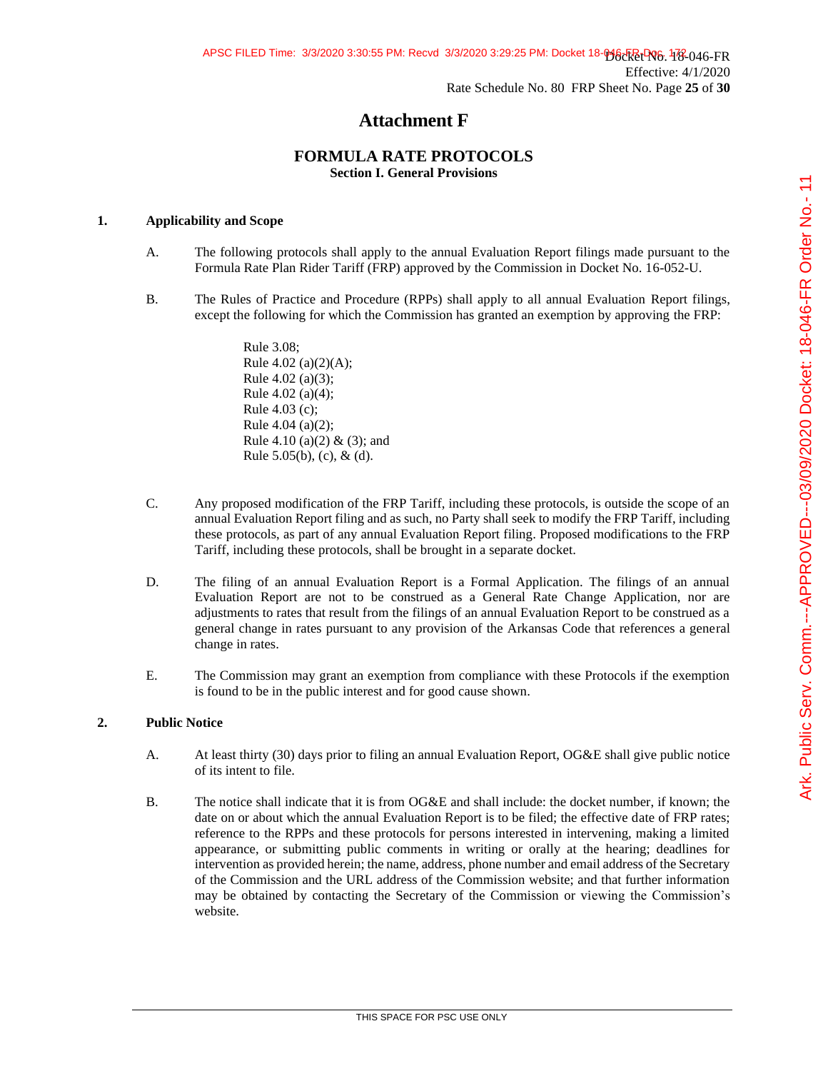# Attachment F

## FORMULA RATE PROTOCOLS

### Section I. General Provisions

**1. Applicability and Scope**

A. The following protocols shall apply to the annual Evaluation Report filings made pursuant to the Formula Rate Plan Rider Tariff (FRP) approved by the Commission in Docket No. 16-052-U.

B. The Rules of Practice and Procedure (RPPs) shall apply to all annual Evaluation Report filings, except the following for which the Commission has granted an exemption by approving the FRP:

Rule 3.08;
Rule 4.02 (a)(2)(A);
Rule 4.02 (a)(3);
Rule 4.02 (a)(4);
Rule 4.03 (c);
Rule 4.04 (a)(2);
Rule 4.10 (a)(2) & (3); and
Rule 5.05(b), (c), & (d).

C. Any proposed modification of the FRP Tariff, including these protocols, is outside the scope of an annual Evaluation Report filing and as such, no Party shall seek to modify the FRP Tariff, including these protocols, as part of any annual Evaluation Report filing. Proposed modifications to the FRP Tariff, including these protocols, shall be brought in a separate docket.

D. The filing of an annual Evaluation Report is a Formal Application. The filings of an annual Evaluation Report are not to be construed as a General Rate Change Application, nor are adjustments to rates that result from the filings of an annual Evaluation Report to be construed as a general change in rates pursuant to any provision of the Arkansas Code that references a general change in rates.

E. The Commission may grant an exemption from compliance with these Protocols if the exemption is found to be in the public interest and for good cause shown.

**2. Public Notice**

A. At least thirty (30) days prior to filing an annual Evaluation Report, OG&E shall give public notice of its intent to file.

B. The notice shall indicate that it is from OG&E and shall include: the docket number, if known; the date on or about which the annual Evaluation Report is to be filed; the effective date of FRP rates; reference to the RPPs and these protocols for persons interested in intervening, making a limited appearance, or submitting public comments in writing or orally at the hearing; deadlines for intervention as provided herein; the name, address, phone number and email address of the Secretary of the Commission and the URL address of the Commission website; and that further information may be obtained by contacting the Secretary of the Commission or viewing the Commission's website.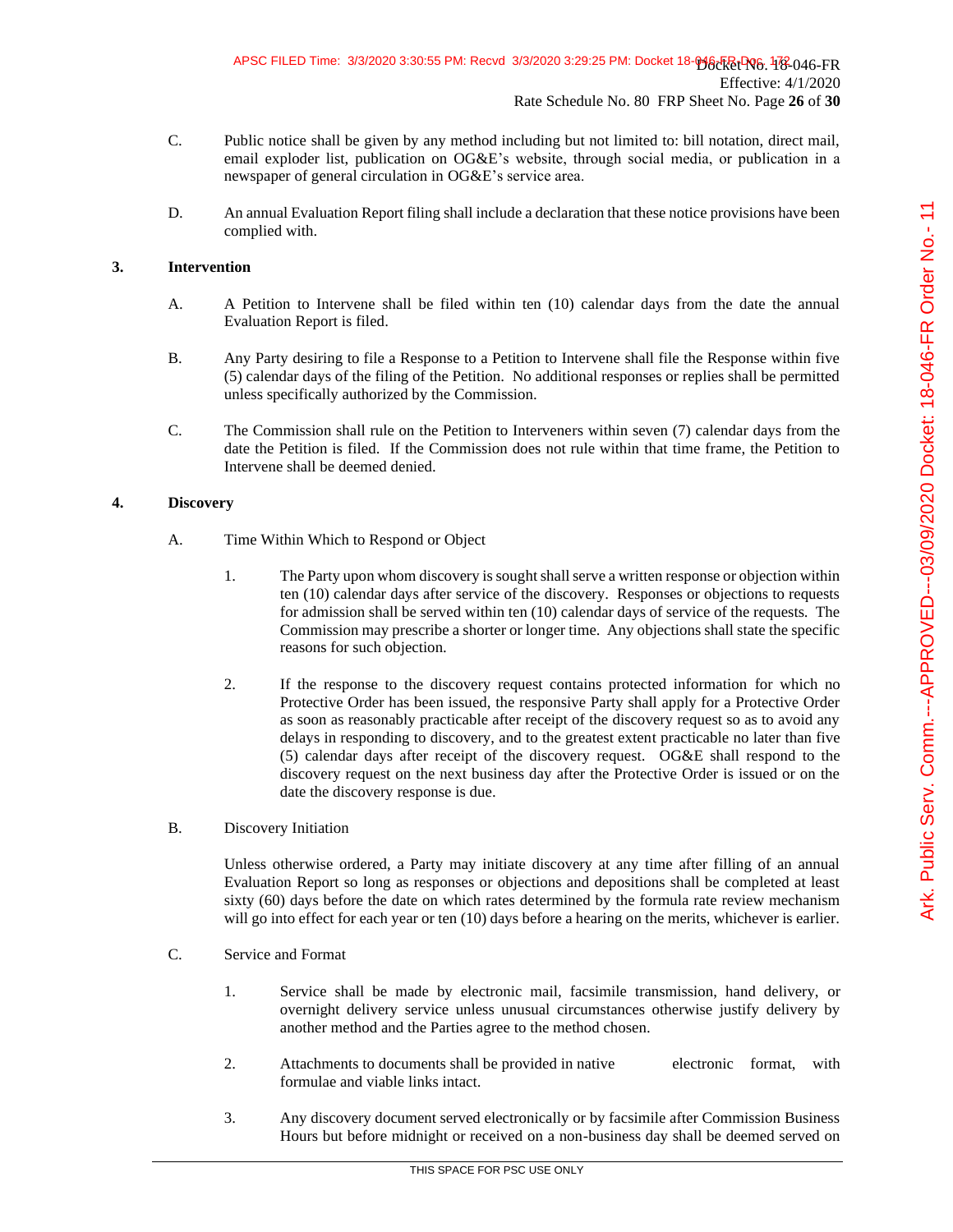C. Public notice shall be given by any method including but not limited to: bill notation, direct mail, email exploder list, publication on OG&E's website, through social media, or publication in a newspaper of general circulation in OG&E's service area.

D. An annual Evaluation Report filing shall include a declaration that these notice provisions have been complied with.

## 3. Intervention

A. A Petition to Intervene shall be filed within ten (10) calendar days from the date the annual Evaluation Report is filed.

B. Any Party desiring to file a Response to a Petition to Intervene shall file the Response within five (5) calendar days of the filing of the Petition. No additional responses or replies shall be permitted unless specifically authorized by the Commission.

C. The Commission shall rule on the Petition to Interveners within seven (7) calendar days from the date the Petition is filed. If the Commission does not rule within that time frame, the Petition to Intervene shall be deemed denied.

## 4. Discovery

A. Time Within Which to Respond or Object

1. The Party upon whom discovery is sought shall serve a written response or objection within ten (10) calendar days after service of the discovery. Responses or objections to requests for admission shall be served within ten (10) calendar days of service of the requests. The Commission may prescribe a shorter or longer time. Any objections shall state the specific reasons for such objection.

2. If the response to the discovery request contains protected information for which no Protective Order has been issued, the responsive Party shall apply for a Protective Order as soon as reasonably practicable after receipt of the discovery request so as to avoid any delays in responding to discovery, and to the greatest extent practicable no later than five (5) calendar days after receipt of the discovery request. OG&E shall respond to the discovery request on the next business day after the Protective Order is issued or on the date the discovery response is due.

B. Discovery Initiation

Unless otherwise ordered, a Party may initiate discovery at any time after filling of an annual Evaluation Report so long as responses or objections and depositions shall be completed at least sixty (60) days before the date on which rates determined by the formula rate review mechanism will go into effect for each year or ten (10) days before a hearing on the merits, whichever is earlier.

C. Service and Format

1. Service shall be made by electronic mail, facsimile transmission, hand delivery, or overnight delivery service unless unusual circumstances otherwise justify delivery by another method and the Parties agree to the method chosen.

2. Attachments to documents shall be provided in native electronic format, with formulae and viable links intact.

3. Any discovery document served electronically or by facsimile after Commission Business Hours but before midnight or received on a non-business day shall be deemed served on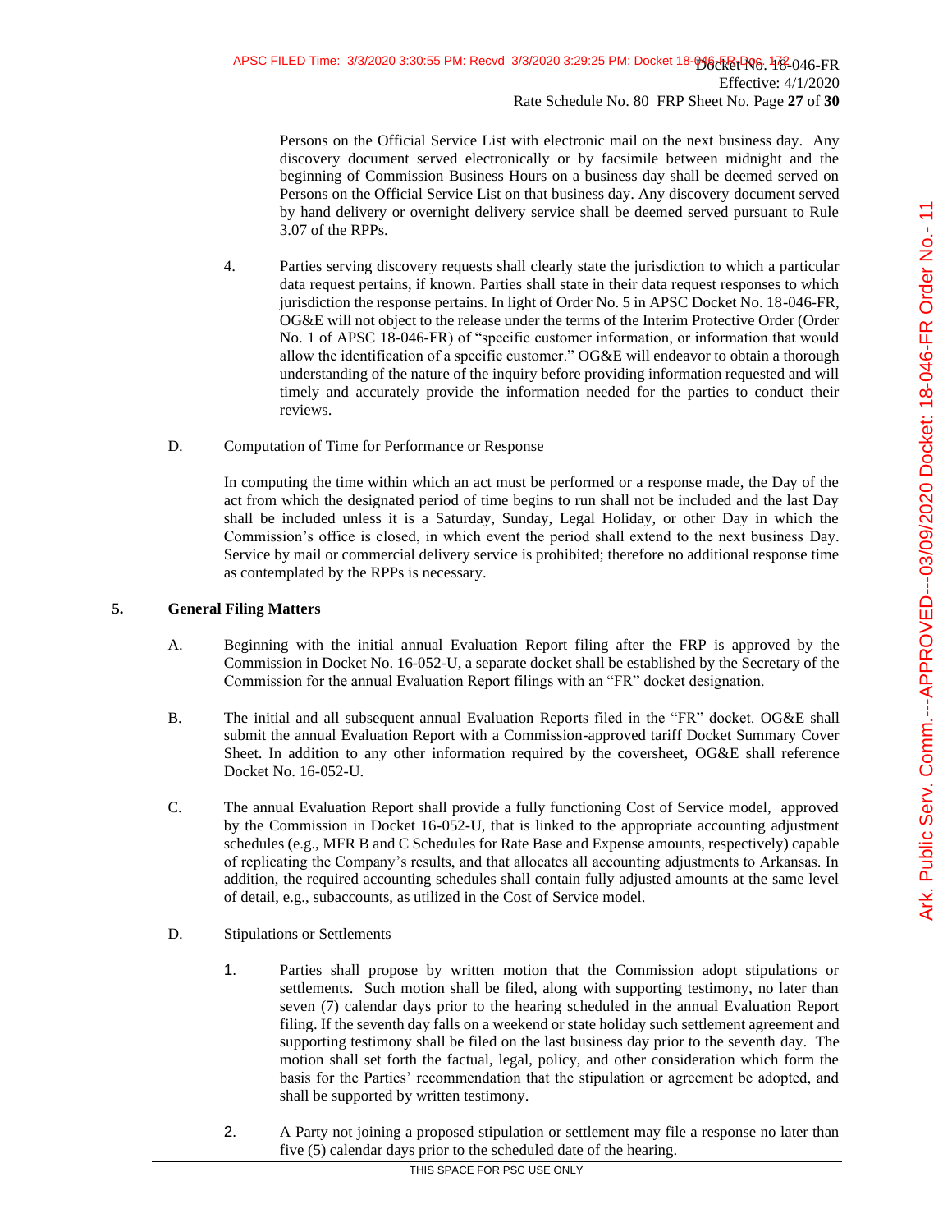Persons on the Official Service List with electronic mail on the next business day. Any discovery document served electronically or by facsimile between midnight and the beginning of Commission Business Hours on a business day shall be deemed served on Persons on the Official Service List on that business day. Any discovery document served by hand delivery or overnight delivery service shall be deemed served pursuant to Rule 3.07 of the RPPs.

4. Parties serving discovery requests shall clearly state the jurisdiction to which a particular data request pertains, if known. Parties shall state in their data request responses to which jurisdiction the response pertains. In light of Order No. 5 in APSC Docket No. 18-046-FR, OG&E will not object to the release under the terms of the Interim Protective Order (Order No. 1 of APSC 18-046-FR) of "specific customer information, or information that would allow the identification of a specific customer." OG&E will endeavor to obtain a thorough understanding of the nature of the inquiry before providing information requested and will timely and accurately provide the information needed for the parties to conduct their reviews.

D. Computation of Time for Performance or Response

In computing the time within which an act must be performed or a response made, the Day of the act from which the designated period of time begins to run shall not be included and the last Day shall be included unless it is a Saturday, Sunday, Legal Holiday, or other Day in which the Commission's office is closed, in which event the period shall extend to the next business Day. Service by mail or commercial delivery service is prohibited; therefore no additional response time as contemplated by the RPPs is necessary.

## 5. General Filing Matters

A. Beginning with the initial annual Evaluation Report filing after the FRP is approved by the Commission in Docket No. 16-052-U, a separate docket shall be established by the Secretary of the Commission for the annual Evaluation Report filings with an "FR" docket designation.

B. The initial and all subsequent annual Evaluation Reports filed in the "FR" docket. OG&E shall submit the annual Evaluation Report with a Commission-approved tariff Docket Summary Cover Sheet. In addition to any other information required by the coversheet, OG&E shall reference Docket No. 16-052-U.

C. The annual Evaluation Report shall provide a fully functioning Cost of Service model, approved by the Commission in Docket 16-052-U, that is linked to the appropriate accounting adjustment schedules (e.g., MFR B and C Schedules for Rate Base and Expense amounts, respectively) capable of replicating the Company's results, and that allocates all accounting adjustments to Arkansas. In addition, the required accounting schedules shall contain fully adjusted amounts at the same level of detail, e.g., subaccounts, as utilized in the Cost of Service model.

D. Stipulations or Settlements

1. Parties shall propose by written motion that the Commission adopt stipulations or settlements. Such motion shall be filed, along with supporting testimony, no later than seven (7) calendar days prior to the hearing scheduled in the annual Evaluation Report filing. If the seventh day falls on a weekend or state holiday such settlement agreement and supporting testimony shall be filed on the last business day prior to the seventh day. The motion shall set forth the factual, legal, policy, and other consideration which form the basis for the Parties' recommendation that the stipulation or agreement be adopted, and shall be supported by written testimony.

2. A Party not joining a proposed stipulation or settlement may file a response no later than five (5) calendar days prior to the scheduled date of the hearing.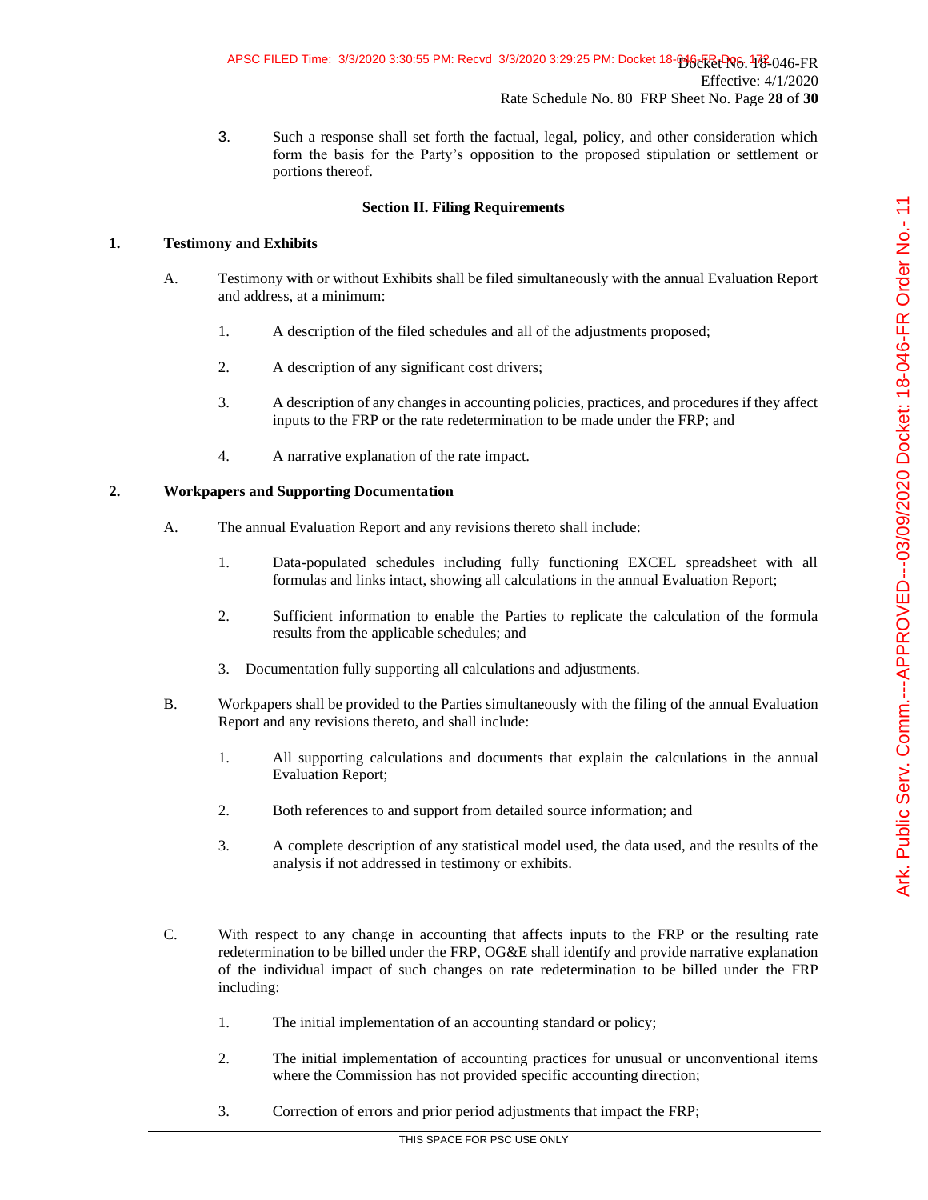3. Such a response shall set forth the factual, legal, policy, and other consideration which form the basis for the Party's opposition to the proposed stipulation or settlement or portions thereof.

**Section II. Filing Requirements**

**1. Testimony and Exhibits**

A. Testimony with or without Exhibits shall be filed simultaneously with the annual Evaluation Report and address, at a minimum:

1. A description of the filed schedules and all of the adjustments proposed;

2. A description of any significant cost drivers;

3. A description of any changes in accounting policies, practices, and procedures if they affect inputs to the FRP or the rate redetermination to be made under the FRP; and

4. A narrative explanation of the rate impact.

**2. Workpapers and Supporting Documentation**

A. The annual Evaluation Report and any revisions thereto shall include:

1. Data-populated schedules including fully functioning EXCEL spreadsheet with all formulas and links intact, showing all calculations in the annual Evaluation Report;

2. Sufficient information to enable the Parties to replicate the calculation of the formula results from the applicable schedules; and

3. Documentation fully supporting all calculations and adjustments.

B. Workpapers shall be provided to the Parties simultaneously with the filing of the annual Evaluation Report and any revisions thereto, and shall include:

1. All supporting calculations and documents that explain the calculations in the annual Evaluation Report;

2. Both references to and support from detailed source information; and

3. A complete description of any statistical model used, the data used, and the results of the analysis if not addressed in testimony or exhibits.

C. With respect to any change in accounting that affects inputs to the FRP or the resulting rate redetermination to be billed under the FRP, OG&E shall identify and provide narrative explanation of the individual impact of such changes on rate redetermination to be billed under the FRP including:

1. The initial implementation of an accounting standard or policy;

2. The initial implementation of accounting practices for unusual or unconventional items where the Commission has not provided specific accounting direction;

3. Correction of errors and prior period adjustments that impact the FRP;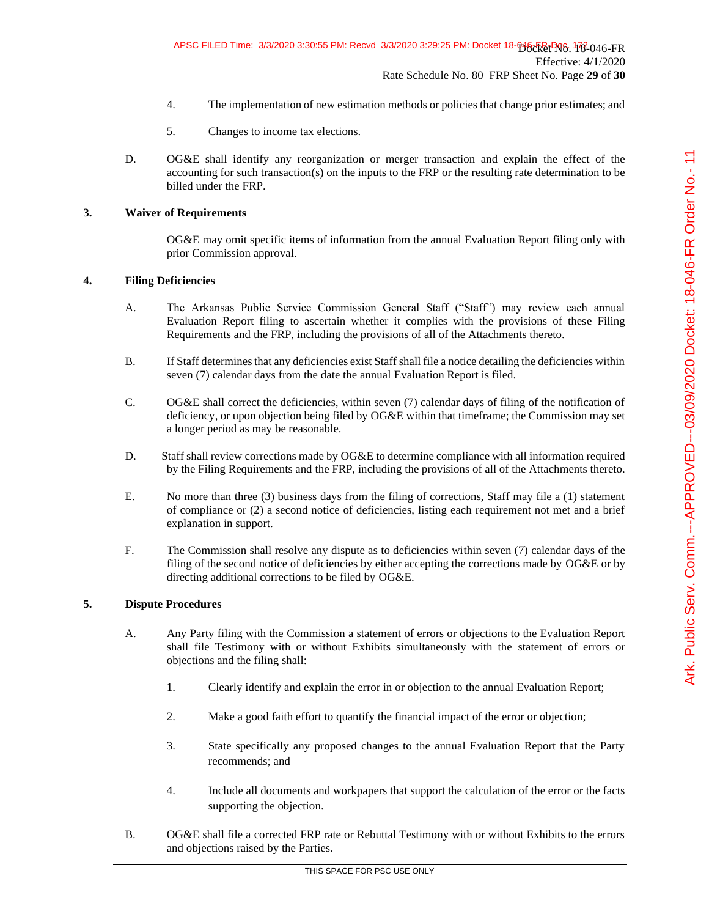4. The implementation of new estimation methods or policies that change prior estimates; and

5. Changes to income tax elections.

D. OG&E shall identify any reorganization or merger transaction and explain the effect of the accounting for such transaction(s) on the inputs to the FRP or the resulting rate determination to be billed under the FRP.

**3. Waiver of Requirements**

OG&E may omit specific items of information from the annual Evaluation Report filing only with prior Commission approval.

**4. Filing Deficiencies**

A. The Arkansas Public Service Commission General Staff ("Staff") may review each annual Evaluation Report filing to ascertain whether it complies with the provisions of these Filing Requirements and the FRP, including the provisions of all of the Attachments thereto.

B. If Staff determines that any deficiencies exist Staff shall file a notice detailing the deficiencies within seven (7) calendar days from the date the annual Evaluation Report is filed.

C. OG&E shall correct the deficiencies, within seven (7) calendar days of filing of the notification of deficiency, or upon objection being filed by OG&E within that timeframe; the Commission may set a longer period as may be reasonable.

D. Staff shall review corrections made by OG&E to determine compliance with all information required by the Filing Requirements and the FRP, including the provisions of all of the Attachments thereto.

E. No more than three (3) business days from the filing of corrections, Staff may file a (1) statement of compliance or (2) a second notice of deficiencies, listing each requirement not met and a brief explanation in support.

F. The Commission shall resolve any dispute as to deficiencies within seven (7) calendar days of the filing of the second notice of deficiencies by either accepting the corrections made by OG&E or by directing additional corrections to be filed by OG&E.

**5. Dispute Procedures**

A. Any Party filing with the Commission a statement of errors or objections to the Evaluation Report shall file Testimony with or without Exhibits simultaneously with the statement of errors or objections and the filing shall:

1. Clearly identify and explain the error in or objection to the annual Evaluation Report;

2. Make a good faith effort to quantify the financial impact of the error or objection;

3. State specifically any proposed changes to the annual Evaluation Report that the Party recommends; and

4. Include all documents and workpapers that support the calculation of the error or the facts supporting the objection.

B. OG&E shall file a corrected FRP rate or Rebuttal Testimony with or without Exhibits to the errors and objections raised by the Parties.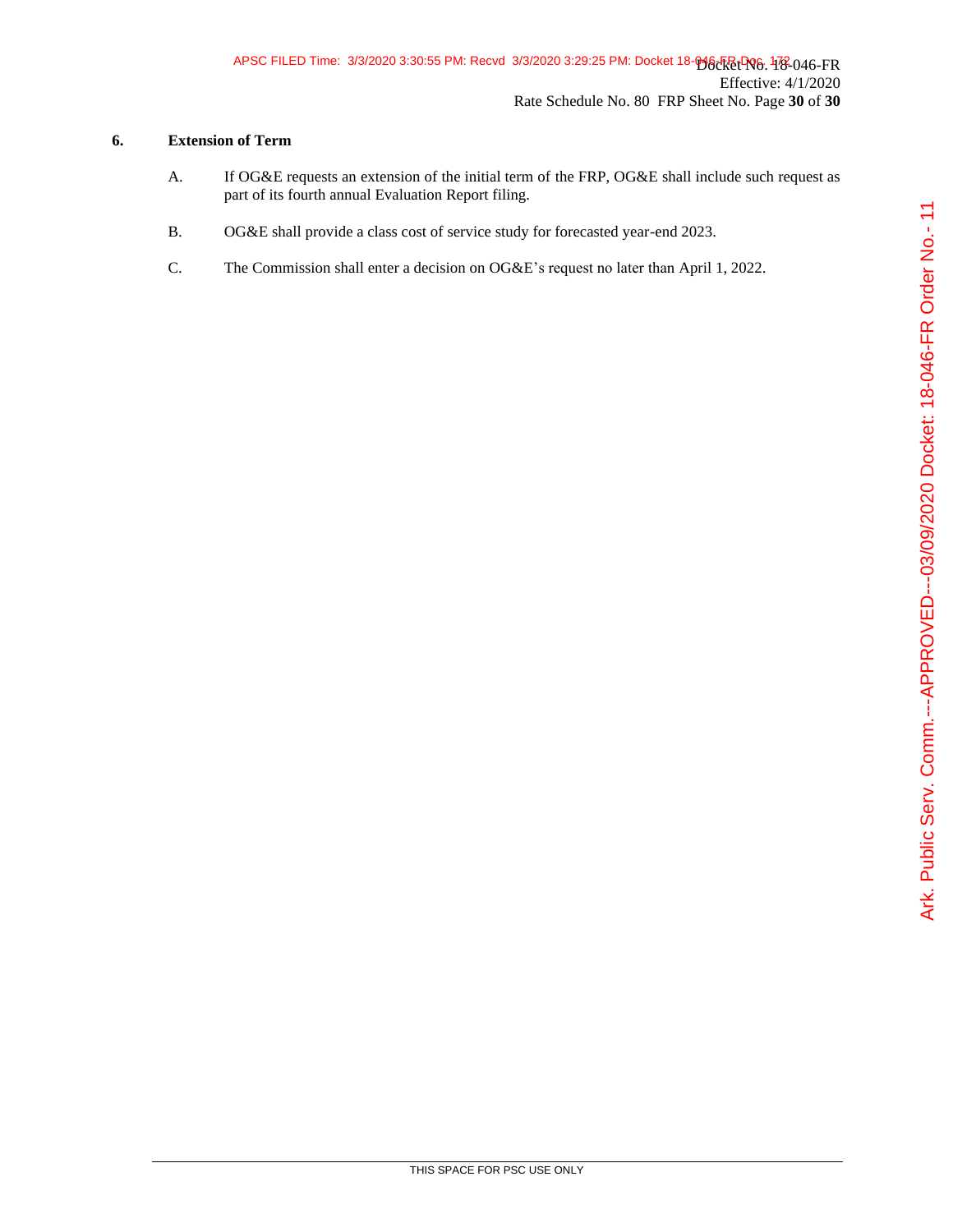## 6. Extension of Term

A. If OG&E requests an extension of the initial term of the FRP, OG&E shall include such request as part of its fourth annual Evaluation Report filing.

B. OG&E shall provide a class cost of service study for forecasted year-end 2023.

C. The Commission shall enter a decision on OG&E's request no later than April 1, 2022.